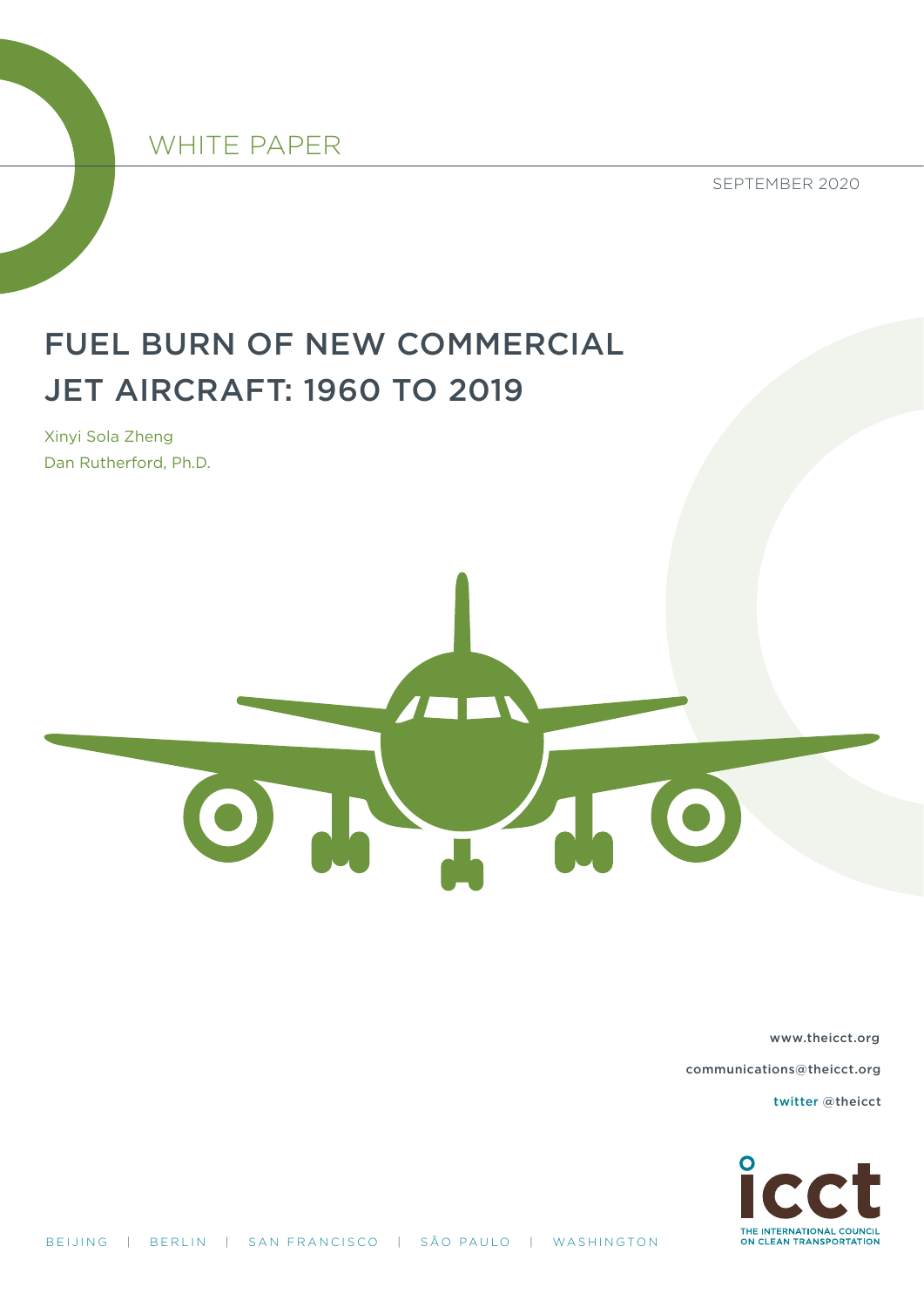WHITE PAPER

SEPTEMBER 2020

# FUEL BURN OF NEW COMMERCIAL JET AIRCRAFT: 1960 TO 2019

Xinyi Sola Zheng
Dan Rutherford, Ph.D.

www.theicct.org

communications@theicct.org

twitter @theicct

BEIJING | BERLIN | SAN FRANCISCO | SÃO PAULO | WASHINGTON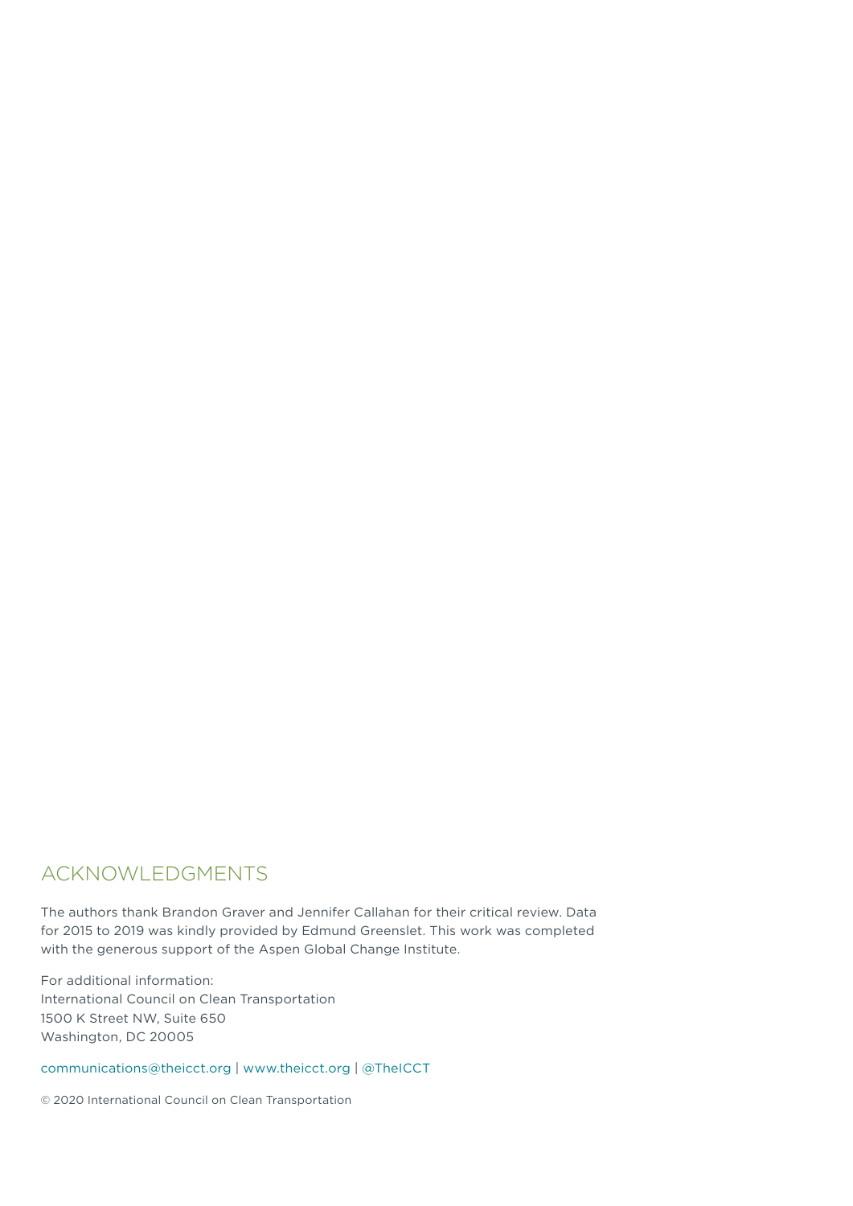## ACKNOWLEDGMENTS

The authors thank Brandon Graver and Jennifer Callahan for their critical review. Data for 2015 to 2019 was kindly provided by Edmund Greenslet. This work was completed with the generous support of the Aspen Global Change Institute.

For additional information:
International Council on Clean Transportation
1500 K Street NW, Suite 650
Washington, DC 20005

communications@theicct.org | www.theicct.org | @TheICCT

© 2020 International Council on Clean Transportation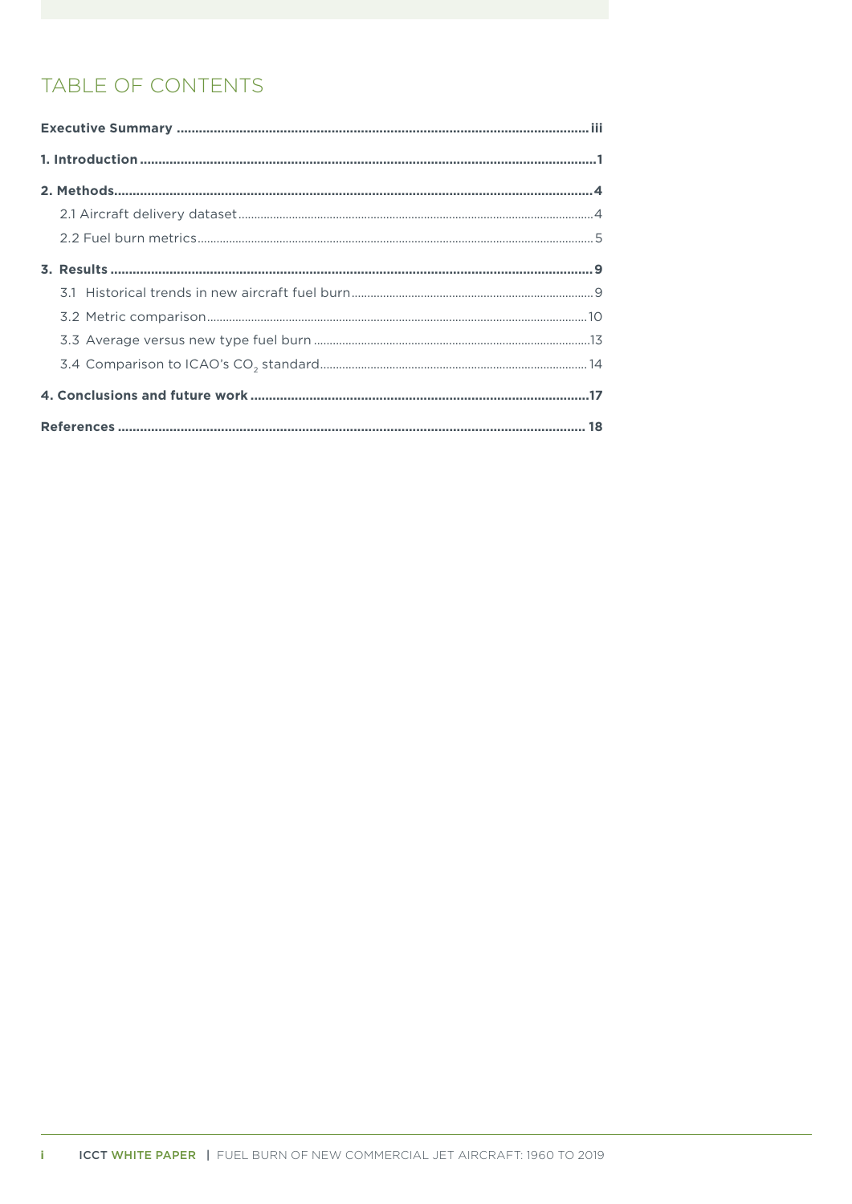# TABLE OF CONTENTS

**Executive Summary** .......... iii

**1. Introduction** .......... 1

**2. Methods** .......... 4

- 2.1 Aircraft delivery dataset .......... 4
- 2.2 Fuel burn metrics .......... 5

**3. Results** .......... 9

- 3.1 Historical trends in new aircraft fuel burn .......... 9
- 3.2 Metric comparison .......... 10
- 3.3 Average versus new type fuel burn .......... 13
- 3.4 Comparison to ICAO's $CO_2$ standard .......... 14

**4. Conclusions and future work** .......... 17

**References** .......... 18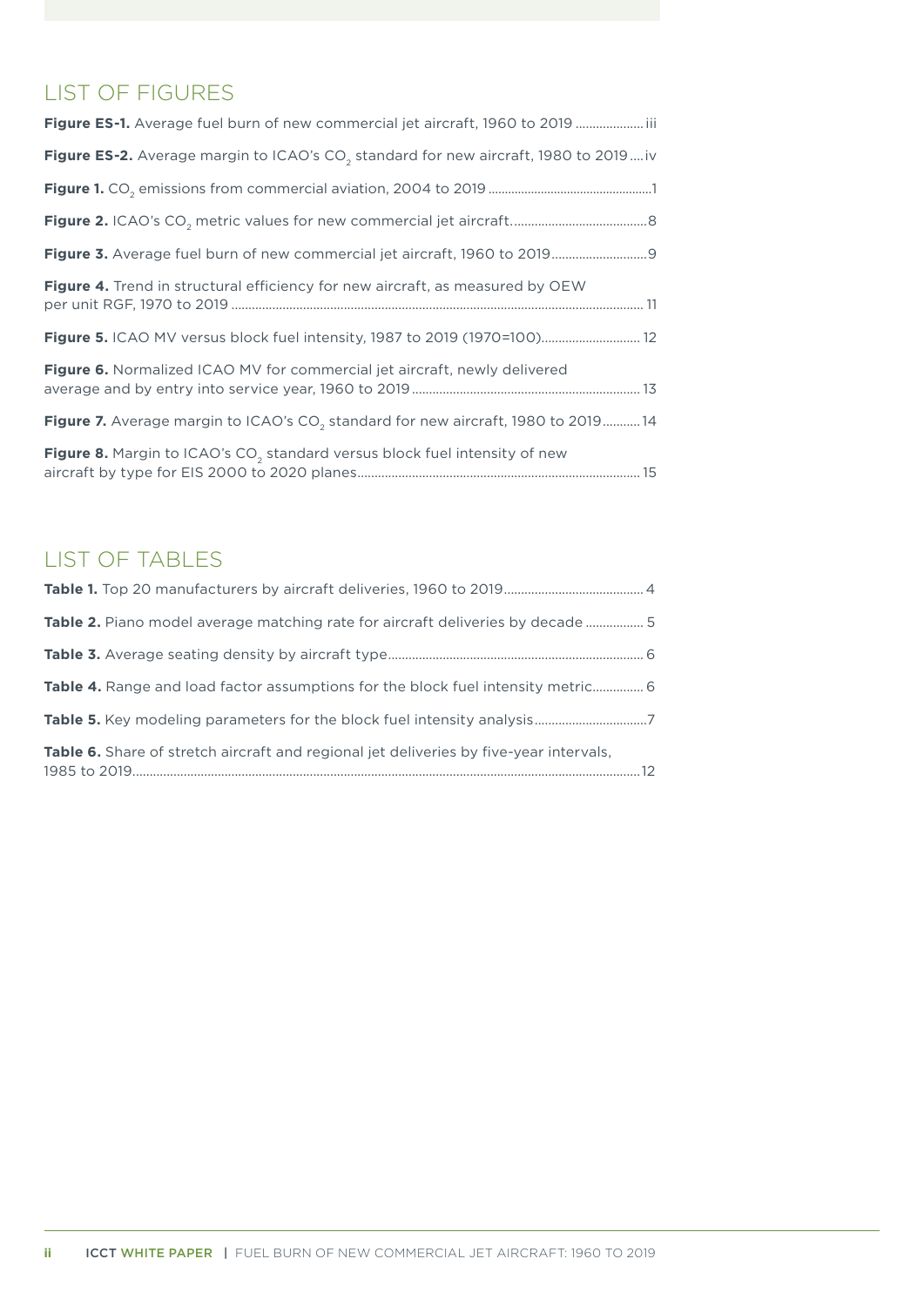## LIST OF FIGURES

**Figure ES-1.** Average fuel burn of new commercial jet aircraft, 1960 to 2019 .................... iii

**Figure ES-2.** Average margin to ICAO's $CO_2$ standard for new aircraft, 1980 to 2019 .... iv

**Figure 1.** $CO_2$ emissions from commercial aviation, 2004 to 2019 ................................................1

**Figure 2.** ICAO's $CO_2$ metric values for new commercial jet aircraft........................................8

**Figure 3.** Average fuel burn of new commercial jet aircraft, 1960 to 2019............................9

**Figure 4.** Trend in structural efficiency for new aircraft, as measured by OEW per unit RGF, 1970 to 2019 ........................................................................................................................ 11

**Figure 5.** ICAO MV versus block fuel intensity, 1987 to 2019 (1970=100)............................. 12

**Figure 6.** Normalized ICAO MV for commercial jet aircraft, newly delivered average and by entry into service year, 1960 to 2019 .................................................................. 13

**Figure 7.** Average margin to ICAO's $CO_2$ standard for new aircraft, 1980 to 2019........... 14

**Figure 8.** Margin to ICAO's $CO_2$ standard versus block fuel intensity of new aircraft by type for EIS 2000 to 2020 planes.................................................................................. 15

## LIST OF TABLES

**Table 1.** Top 20 manufacturers by aircraft deliveries, 1960 to 2019......................................... 4

**Table 2.** Piano model average matching rate for aircraft deliveries by decade ................. 5

**Table 3.** Average seating density by aircraft type.......................................................................... 6

**Table 4.** Range and load factor assumptions for the block fuel intensity metric............... 6

**Table 5.** Key modeling parameters for the block fuel intensity analysis.................................7

**Table 6.** Share of stretch aircraft and regional jet deliveries by five-year intervals, 1985 to 2019...................................................................................................................................12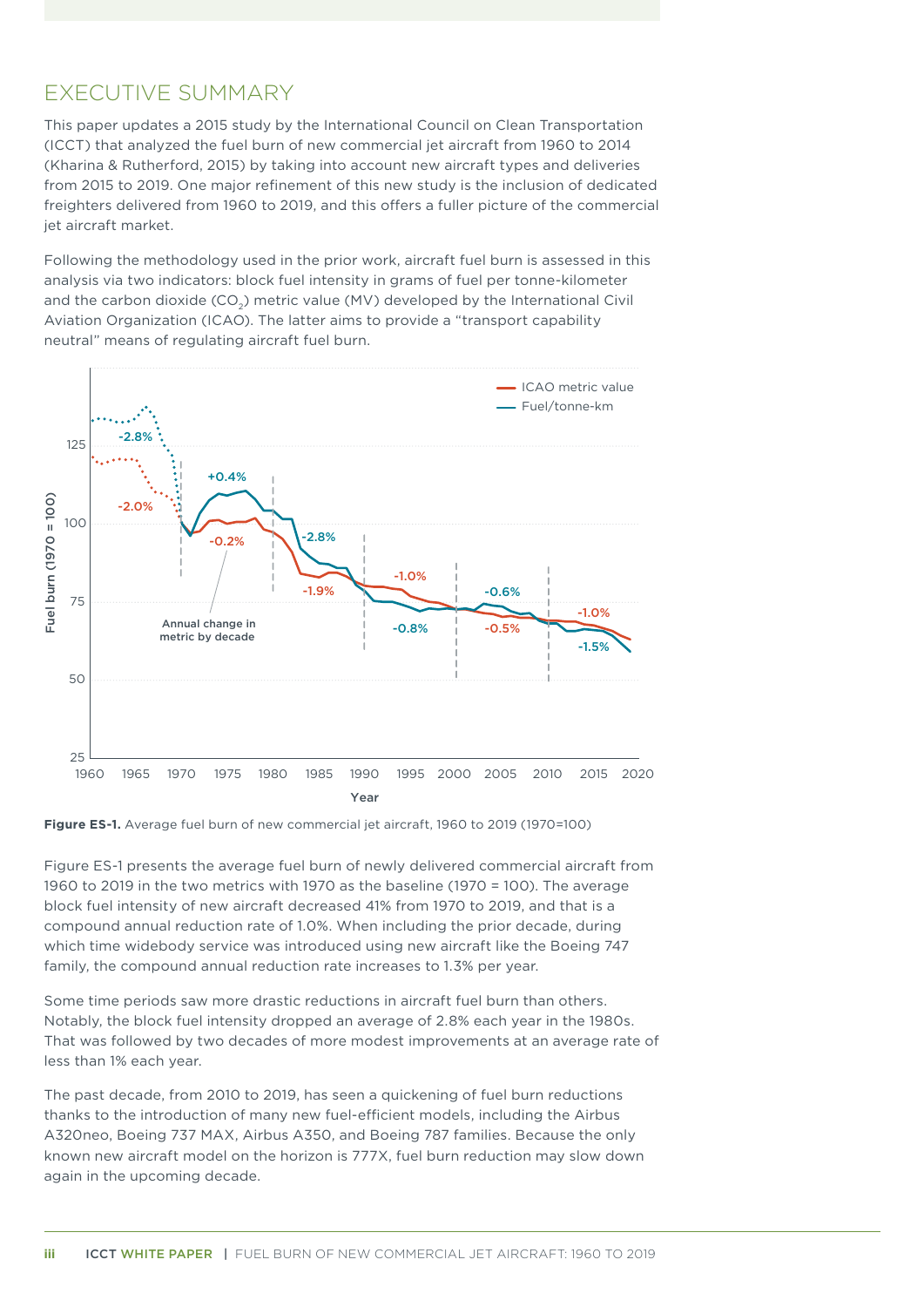## EXECUTIVE SUMMARY

This paper updates a 2015 study by the International Council on Clean Transportation (ICCT) that analyzed the fuel burn of new commercial jet aircraft from 1960 to 2014 (Kharina & Rutherford, 2015) by taking into account new aircraft types and deliveries from 2015 to 2019. One major refinement of this new study is the inclusion of dedicated freighters delivered from 1960 to 2019, and this offers a fuller picture of the commercial jet aircraft market.

Following the methodology used in the prior work, aircraft fuel burn is assessed in this analysis via two indicators: block fuel intensity in grams of fuel per tonne-kilometer and the carbon dioxide ($CO_2$) metric value (MV) developed by the International Civil Aviation Organization (ICAO). The latter aims to provide a "transport capability neutral" means of regulating aircraft fuel burn.

**Figure ES-1.** Average fuel burn of new commercial jet aircraft, 1960 to 2019 (1970=100)

Figure ES-1 presents the average fuel burn of newly delivered commercial aircraft from 1960 to 2019 in the two metrics with 1970 as the baseline (1970 = 100). The average block fuel intensity of new aircraft decreased 41% from 1970 to 2019, and that is a compound annual reduction rate of 1.0%. When including the prior decade, during which time widebody service was introduced using new aircraft like the Boeing 747 family, the compound annual reduction rate increases to 1.3% per year.

Some time periods saw more drastic reductions in aircraft fuel burn than others. Notably, the block fuel intensity dropped an average of 2.8% each year in the 1980s. That was followed by two decades of more modest improvements at an average rate of less than 1% each year.

The past decade, from 2010 to 2019, has seen a quickening of fuel burn reductions thanks to the introduction of many new fuel-efficient models, including the Airbus A320neo, Boeing 737 MAX, Airbus A350, and Boeing 787 families. Because the only known new aircraft model on the horizon is 777X, fuel burn reduction may slow down again in the upcoming decade.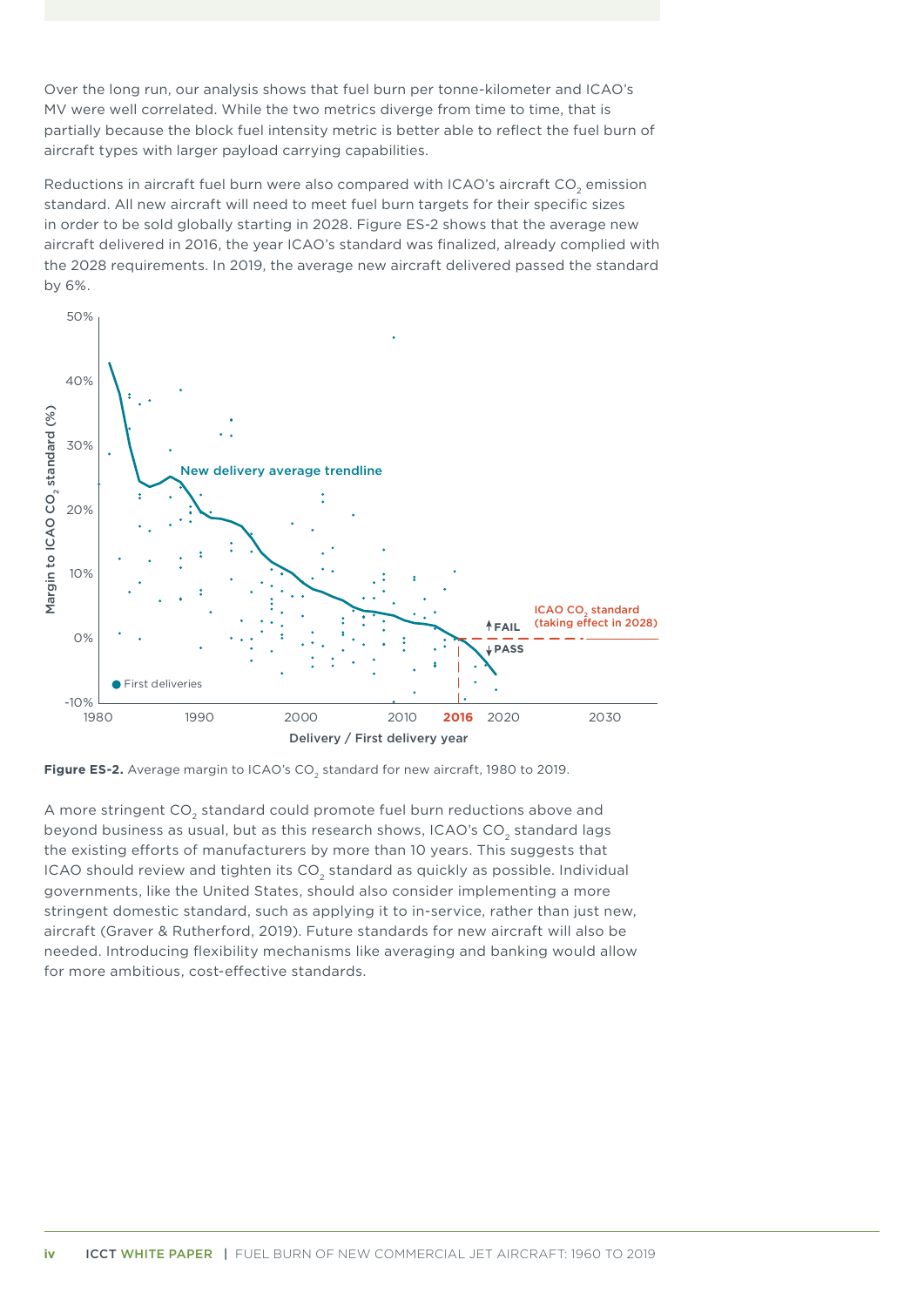Over the long run, our analysis shows that fuel burn per tonne-kilometer and ICAO's MV were well correlated. While the two metrics diverge from time to time, that is partially because the block fuel intensity metric is better able to reflect the fuel burn of aircraft types with larger payload carrying capabilities.

Reductions in aircraft fuel burn were also compared with ICAO's aircraft $CO_2$ emission standard. All new aircraft will need to meet fuel burn targets for their specific sizes in order to be sold globally starting in 2028. Figure ES-2 shows that the average new aircraft delivered in 2016, the year ICAO's standard was finalized, already complied with the 2028 requirements. In 2019, the average new aircraft delivered passed the standard by 6%.

**Figure ES-2.** Average margin to ICAO's $CO_2$ standard for new aircraft, 1980 to 2019.

A more stringent $CO_2$ standard could promote fuel burn reductions above and beyond business as usual, but as this research shows, ICAO's $CO_2$ standard lags the existing efforts of manufacturers by more than 10 years. This suggests that ICAO should review and tighten its $CO_2$ standard as quickly as possible. Individual governments, like the United States, should also consider implementing a more stringent domestic standard, such as applying it to in-service, rather than just new, aircraft (Graver & Rutherford, 2019). Future standards for new aircraft will also be needed. Introducing flexibility mechanisms like averaging and banking would allow for more ambitious, cost-effective standards.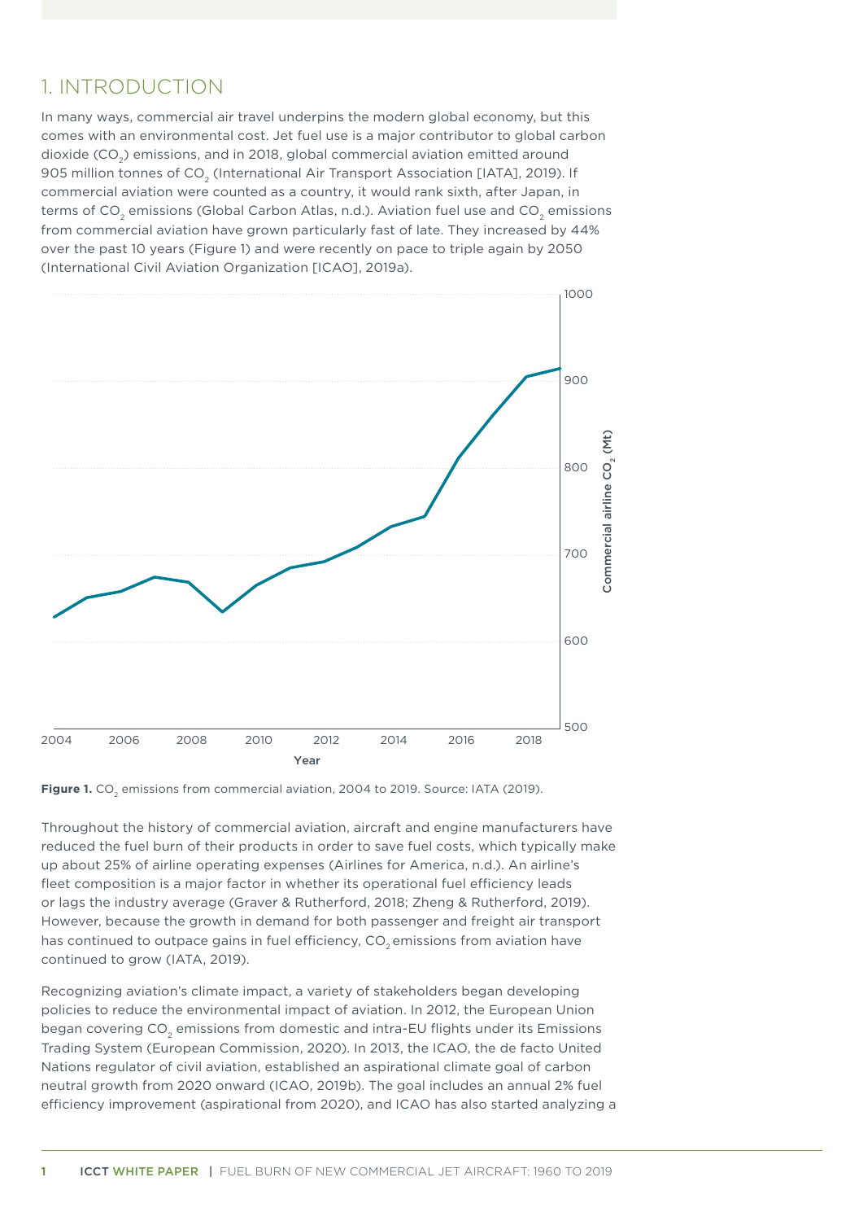# 1. INTRODUCTION

In many ways, commercial air travel underpins the modern global economy, but this comes with an environmental cost. Jet fuel use is a major contributor to global carbon dioxide ($CO_2$) emissions, and in 2018, global commercial aviation emitted around 905 million tonnes of $CO_2$ (International Air Transport Association [IATA], 2019). If commercial aviation were counted as a country, it would rank sixth, after Japan, in terms of $CO_2$ emissions (Global Carbon Atlas, n.d.). Aviation fuel use and $CO_2$ emissions from commercial aviation have grown particularly fast of late. They increased by 44% over the past 10 years (Figure 1) and were recently on pace to triple again by 2050 (International Civil Aviation Organization [ICAO], 2019a).

**Figure 1.** $CO_2$ emissions from commercial aviation, 2004 to 2019. Source: IATA (2019).

Throughout the history of commercial aviation, aircraft and engine manufacturers have reduced the fuel burn of their products in order to save fuel costs, which typically make up about 25% of airline operating expenses (Airlines for America, n.d.). An airline's fleet composition is a major factor in whether its operational fuel efficiency leads or lags the industry average (Graver & Rutherford, 2018; Zheng & Rutherford, 2019). However, because the growth in demand for both passenger and freight air transport has continued to outpace gains in fuel efficiency, $CO_2$ emissions from aviation have continued to grow (IATA, 2019).

Recognizing aviation's climate impact, a variety of stakeholders began developing policies to reduce the environmental impact of aviation. In 2012, the European Union began covering $CO_2$ emissions from domestic and intra-EU flights under its Emissions Trading System (European Commission, 2020). In 2013, the ICAO, the de facto United Nations regulator of civil aviation, established an aspirational climate goal of carbon neutral growth from 2020 onward (ICAO, 2019b). The goal includes an annual 2% fuel efficiency improvement (aspirational from 2020), and ICAO has also started analyzing a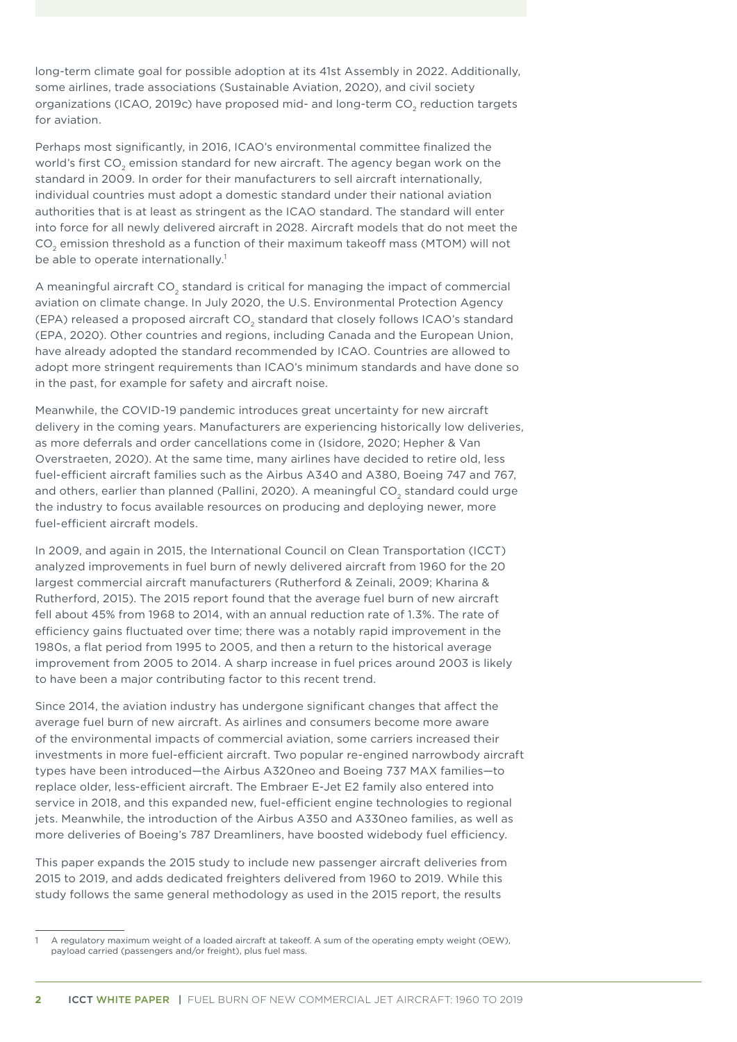long-term climate goal for possible adoption at its 41st Assembly in 2022. Additionally, some airlines, trade associations (Sustainable Aviation, 2020), and civil society organizations (ICAO, 2019c) have proposed mid- and long-term $CO_2$ reduction targets for aviation.

Perhaps most significantly, in 2016, ICAO's environmental committee finalized the world's first $CO_2$ emission standard for new aircraft. The agency began work on the standard in 2009. In order for their manufacturers to sell aircraft internationally, individual countries must adopt a domestic standard under their national aviation authorities that is at least as stringent as the ICAO standard. The standard will enter into force for all newly delivered aircraft in 2028. Aircraft models that do not meet the $CO_2$ emission threshold as a function of their maximum takeoff mass (MTOM) will not be able to operate internationally.[1]

A meaningful aircraft $CO_2$ standard is critical for managing the impact of commercial aviation on climate change. In July 2020, the U.S. Environmental Protection Agency (EPA) released a proposed aircraft $CO_2$ standard that closely follows ICAO's standard (EPA, 2020). Other countries and regions, including Canada and the European Union, have already adopted the standard recommended by ICAO. Countries are allowed to adopt more stringent requirements than ICAO's minimum standards and have done so in the past, for example for safety and aircraft noise.

Meanwhile, the COVID-19 pandemic introduces great uncertainty for new aircraft delivery in the coming years. Manufacturers are experiencing historically low deliveries, as more deferrals and order cancellations come in (Isidore, 2020; Hepher & Van Overstraeten, 2020). At the same time, many airlines have decided to retire old, less fuel-efficient aircraft families such as the Airbus A340 and A380, Boeing 747 and 767, and others, earlier than planned (Pallini, 2020). A meaningful $CO_2$ standard could urge the industry to focus available resources on producing and deploying newer, more fuel-efficient aircraft models.

In 2009, and again in 2015, the International Council on Clean Transportation (ICCT) analyzed improvements in fuel burn of newly delivered aircraft from 1960 for the 20 largest commercial aircraft manufacturers (Rutherford & Zeinali, 2009; Kharina & Rutherford, 2015). The 2015 report found that the average fuel burn of new aircraft fell about 45% from 1968 to 2014, with an annual reduction rate of 1.3%. The rate of efficiency gains fluctuated over time; there was a notably rapid improvement in the 1980s, a flat period from 1995 to 2005, and then a return to the historical average improvement from 2005 to 2014. A sharp increase in fuel prices around 2003 is likely to have been a major contributing factor to this recent trend.

Since 2014, the aviation industry has undergone significant changes that affect the average fuel burn of new aircraft. As airlines and consumers become more aware of the environmental impacts of commercial aviation, some carriers increased their investments in more fuel-efficient aircraft. Two popular re-engined narrowbody aircraft types have been introduced—the Airbus A320neo and Boeing 737 MAX families—to replace older, less-efficient aircraft. The Embraer E-Jet E2 family also entered into service in 2018, and this expanded new, fuel-efficient engine technologies to regional jets. Meanwhile, the introduction of the Airbus A350 and A330neo families, as well as more deliveries of Boeing's 787 Dreamliners, have boosted widebody fuel efficiency.

This paper expands the 2015 study to include new passenger aircraft deliveries from 2015 to 2019, and adds dedicated freighters delivered from 1960 to 2019. While this study follows the same general methodology as used in the 2015 report, the results

---

[1] A regulatory maximum weight of a loaded aircraft at takeoff. A sum of the operating empty weight (OEW), payload carried (passengers and/or freight), plus fuel mass.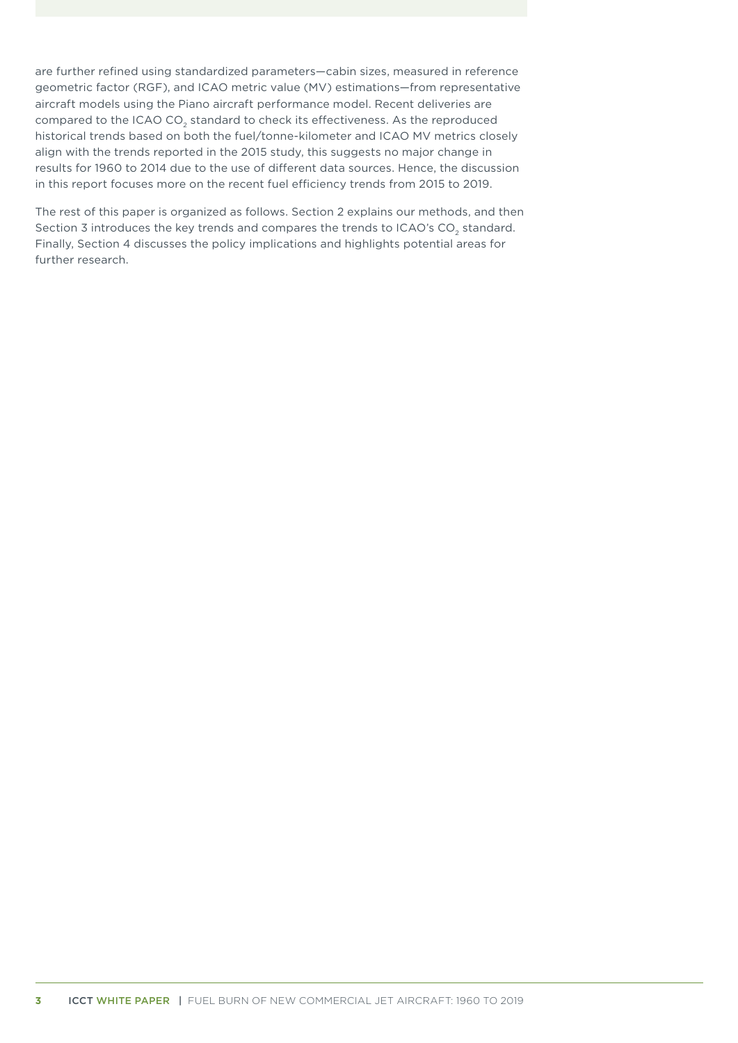are further refined using standardized parameters—cabin sizes, measured in reference geometric factor (RGF), and ICAO metric value (MV) estimations—from representative aircraft models using the Piano aircraft performance model. Recent deliveries are compared to the ICAO $CO_2$ standard to check its effectiveness. As the reproduced historical trends based on both the fuel/tonne-kilometer and ICAO MV metrics closely align with the trends reported in the 2015 study, this suggests no major change in results for 1960 to 2014 due to the use of different data sources. Hence, the discussion in this report focuses more on the recent fuel efficiency trends from 2015 to 2019.

The rest of this paper is organized as follows. Section 2 explains our methods, and then Section 3 introduces the key trends and compares the trends to ICAO's $CO_2$ standard. Finally, Section 4 discusses the policy implications and highlights potential areas for further research.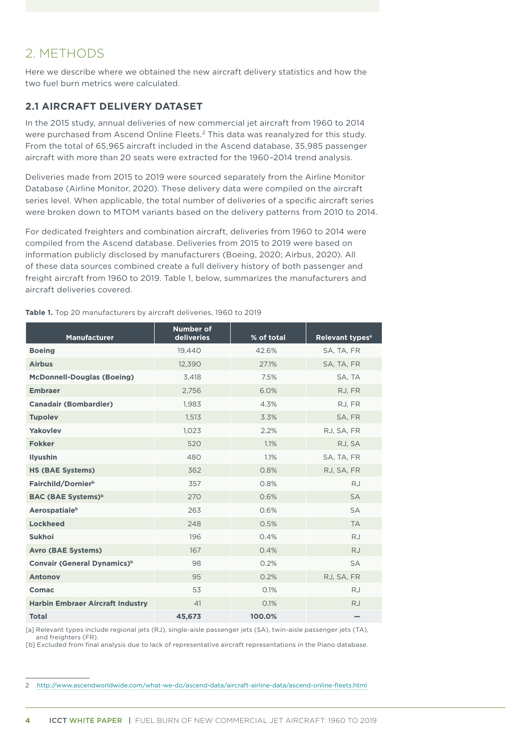## 2. METHODS

Here we describe where we obtained the new aircraft delivery statistics and how the two fuel burn metrics were calculated.

### 2.1 AIRCRAFT DELIVERY DATASET

In the 2015 study, annual deliveries of new commercial jet aircraft from 1960 to 2014 were purchased from Ascend Online Fleets.[2] This data was reanalyzed for this study. From the total of 65,965 aircraft included in the Ascend database, 35,985 passenger aircraft with more than 20 seats were extracted for the 1960–2014 trend analysis.

Deliveries made from 2015 to 2019 were sourced separately from the Airline Monitor Database (Airline Monitor, 2020). These delivery data were compiled on the aircraft series level. When applicable, the total number of deliveries of a specific aircraft series were broken down to MTOM variants based on the delivery patterns from 2010 to 2014.

For dedicated freighters and combination aircraft, deliveries from 1960 to 2014 were compiled from the Ascend database. Deliveries from 2015 to 2019 were based on information publicly disclosed by manufacturers (Boeing, 2020; Airbus, 2020). All of these data sources combined create a full delivery history of both passenger and freight aircraft from 1960 to 2019. Table 1, below, summarizes the manufacturers and aircraft deliveries covered.

**Table 1.** Top 20 manufacturers by aircraft deliveries, 1960 to 2019

| Manufacturer | Number of deliveries | % of total | Relevant types[a] |
|---|---|---|---|
| **Boeing** | 19,440 | 42.6% | SA, TA, FR |
| **Airbus** | 12,390 | 27.1% | SA, TA, FR |
| **McDonnell-Douglas (Boeing)** | 3,418 | 7.5% | SA, TA |
| **Embraer** | 2,756 | 6.0% | RJ, FR |
| **Canadair (Bombardier)** | 1,983 | 4.3% | RJ, FR |
| **Tupolev** | 1,513 | 3.3% | SA, FR |
| **Yakovlev** | 1,023 | 2.2% | RJ, SA, FR |
| **Fokker** | 520 | 1.1% | RJ, SA |
| **Ilyushin** | 480 | 1.1% | SA, TA, FR |
| **HS (BAE Systems)** | 362 | 0.8% | RJ, SA, FR |
| **Fairchild/Dornier[b]** | 357 | 0.8% | RJ |
| **BAC (BAE Systems)[b]** | 270 | 0.6% | SA |
| **Aerospatiale[b]** | 263 | 0.6% | SA |
| **Lockheed** | 248 | 0.5% | TA |
| **Sukhoi** | 196 | 0.4% | RJ |
| **Avro (BAE Systems)** | 167 | 0.4% | RJ |
| **Convair (General Dynamics)[b]** | 98 | 0.2% | SA |
| **Antonov** | 95 | 0.2% | RJ, SA, FR |
| **Comac** | 53 | 0.1% | RJ |
| **Harbin Embraer Aircraft Industry** | 41 | 0.1% | RJ |
| **Total** | **45,673** | **100.0%** | — |

[a] Relevant types include regional jets (RJ), single-aisle passenger jets (SA), twin-aisle passenger jets (TA), and freighters (FR).
[b] Excluded from final analysis due to lack of representative aircraft representations in the Piano database.

2 http://www.ascendworldwide.com/what-we-do/ascend-data/aircraft-airline-data/ascend-online-fleets.html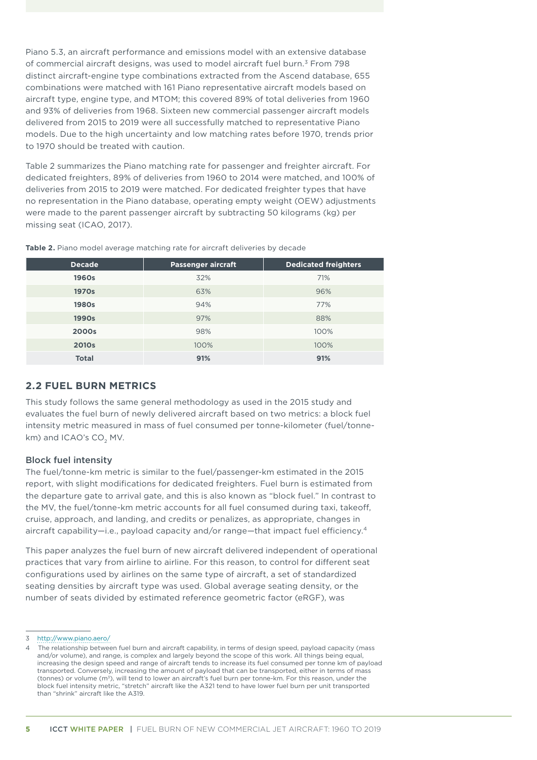Piano 5.3, an aircraft performance and emissions model with an extensive database of commercial aircraft designs, was used to model aircraft fuel burn.[3] From 798 distinct aircraft-engine type combinations extracted from the Ascend database, 655 combinations were matched with 161 Piano representative aircraft models based on aircraft type, engine type, and MTOM; this covered 89% of total deliveries from 1960 and 93% of deliveries from 1968. Sixteen new commercial passenger aircraft models delivered from 2015 to 2019 were all successfully matched to representative Piano models. Due to the high uncertainty and low matching rates before 1970, trends prior to 1970 should be treated with caution.

Table 2 summarizes the Piano matching rate for passenger and freighter aircraft. For dedicated freighters, 89% of deliveries from 1960 to 2014 were matched, and 100% of deliveries from 2015 to 2019 were matched. For dedicated freighter types that have no representation in the Piano database, operating empty weight (OEW) adjustments were made to the parent passenger aircraft by subtracting 50 kilograms (kg) per missing seat (ICAO, 2017).

**Table 2.** Piano model average matching rate for aircraft deliveries by decade

| Decade | Passenger aircraft | Dedicated freighters |
|---|---|---|
| **1960s** | 32% | 71% |
| **1970s** | 63% | 96% |
| **1980s** | 94% | 77% |
| **1990s** | 97% | 88% |
| **2000s** | 98% | 100% |
| **2010s** | 100% | 100% |
| **Total** | **91%** | **91%** |

## 2.2 FUEL BURN METRICS

This study follows the same general methodology as used in the 2015 study and evaluates the fuel burn of newly delivered aircraft based on two metrics: a block fuel intensity metric measured in mass of fuel consumed per tonne-kilometer (fuel/tonne-km) and ICAO's $CO_2$ MV.

### Block fuel intensity

The fuel/tonne-km metric is similar to the fuel/passenger-km estimated in the 2015 report, with slight modifications for dedicated freighters. Fuel burn is estimated from the departure gate to arrival gate, and this is also known as "block fuel." In contrast to the MV, the fuel/tonne-km metric accounts for all fuel consumed during taxi, takeoff, cruise, approach, and landing, and credits or penalizes, as appropriate, changes in aircraft capability—i.e., payload capacity and/or range—that impact fuel efficiency.[4]

This paper analyzes the fuel burn of new aircraft delivered independent of operational practices that vary from airline to airline. For this reason, to control for different seat configurations used by airlines on the same type of aircraft, a set of standardized seating densities by aircraft type was used. Global average seating density, or the number of seats divided by estimated reference geometric factor (eRGF), was

---

3 http://www.piano.aero/

4 The relationship between fuel burn and aircraft capability, in terms of design speed, payload capacity (mass and/or volume), and range, is complex and largely beyond the scope of this work. All things being equal, increasing the design speed and range of aircraft tends to increase its fuel consumed per tonne km of payload transported. Conversely, increasing the amount of payload that can be transported, either in terms of mass (tonnes) or volume ($m^3$), will tend to lower an aircraft's fuel burn per tonne-km. For this reason, under the block fuel intensity metric, "stretch" aircraft like the A321 tend to have lower fuel burn per unit transported than "shrink" aircraft like the A319.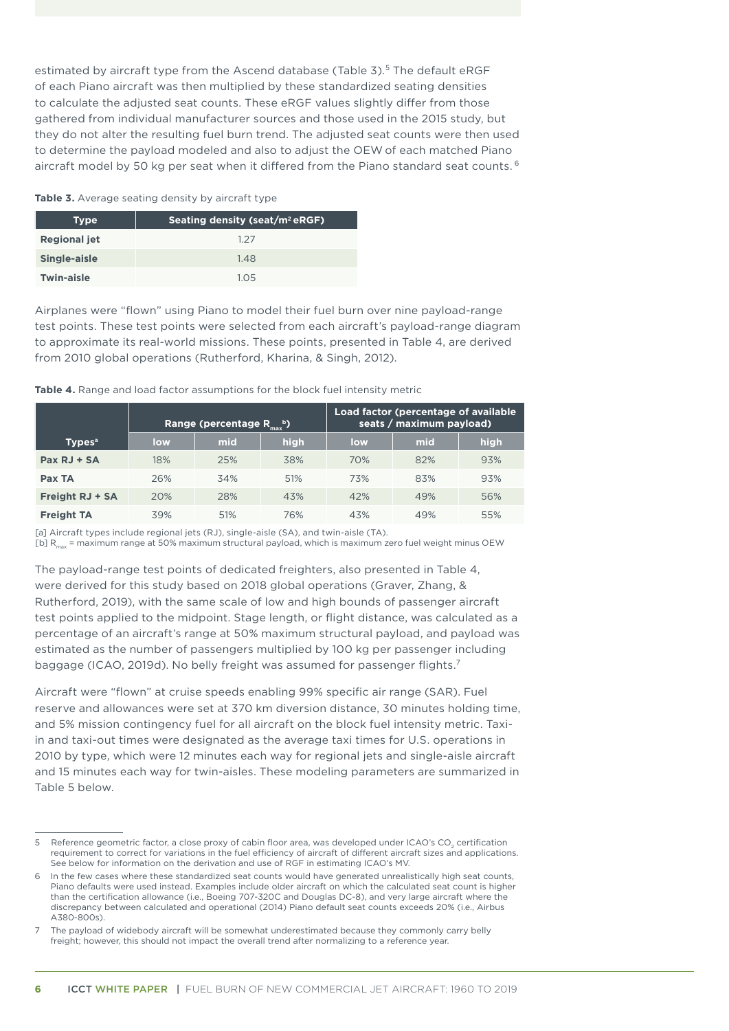estimated by aircraft type from the Ascend database (Table 3).[5] The default eRGF of each Piano aircraft was then multiplied by these standardized seating densities to calculate the adjusted seat counts. These eRGF values slightly differ from those gathered from individual manufacturer sources and those used in the 2015 study, but they do not alter the resulting fuel burn trend. The adjusted seat counts were then used to determine the payload modeled and also to adjust the OEW of each matched Piano aircraft model by 50 kg per seat when it differed from the Piano standard seat counts.[6]

**Table 3.** Average seating density by aircraft type

| Type | Seating density (seat/$m^2$ eRGF) |
|---|---|
| **Regional jet** | 1.27 |
| **Single-aisle** | 1.48 |
| **Twin-aisle** | 1.05 |

Airplanes were "flown" using Piano to model their fuel burn over nine payload-range test points. These test points were selected from each aircraft's payload-range diagram to approximate its real-world missions. These points, presented in Table 4, are derived from 2010 global operations (Rutherford, Kharina, & Singh, 2012).

**Table 4.** Range and load factor assumptions for the block fuel intensity metric

| | Range (percentage $R_{max}$[b]) | | | Load factor (percentage of available seats / maximum payload) | | |
|---|---|---|---|---|---|---|
| **Types**[a] | low | mid | high | low | mid | high |
| **Pax RJ + SA** | 18% | 25% | 38% | 70% | 82% | 93% |
| **Pax TA** | 26% | 34% | 51% | 73% | 83% | 93% |
| **Freight RJ + SA** | 20% | 28% | 43% | 42% | 49% | 56% |
| **Freight TA** | 39% | 51% | 76% | 43% | 49% | 55% |

[a] Aircraft types include regional jets (RJ), single-aisle (SA), and twin-aisle (TA).
[b] $R_{max}$ = maximum range at 50% maximum structural payload, which is maximum zero fuel weight minus OEW

The payload-range test points of dedicated freighters, also presented in Table 4, were derived for this study based on 2018 global operations (Graver, Zhang, & Rutherford, 2019), with the same scale of low and high bounds of passenger aircraft test points applied to the midpoint. Stage length, or flight distance, was calculated as a percentage of an aircraft's range at 50% maximum structural payload, and payload was estimated as the number of passengers multiplied by 100 kg per passenger including baggage (ICAO, 2019d). No belly freight was assumed for passenger flights.[7]

Aircraft were "flown" at cruise speeds enabling 99% specific air range (SAR). Fuel reserve and allowances were set at 370 km diversion distance, 30 minutes holding time, and 5% mission contingency fuel for all aircraft on the block fuel intensity metric. Taxi-in and taxi-out times were designated as the average taxi times for U.S. operations in 2010 by type, which were 12 minutes each way for regional jets and single-aisle aircraft and 15 minutes each way for twin-aisles. These modeling parameters are summarized in Table 5 below.

---

5 Reference geometric factor, a close proxy of cabin floor area, was developed under ICAO's $CO_2$ certification requirement to correct for variations in the fuel efficiency of aircraft of different aircraft sizes and applications. See below for information on the derivation and use of RGF in estimating ICAO's MV.

6 In the few cases where these standardized seat counts would have generated unrealistically high seat counts, Piano defaults were used instead. Examples include older aircraft on which the calculated seat count is higher than the certification allowance (i.e., Boeing 707-320C and Douglas DC-8), and very large aircraft where the discrepancy between calculated and operational (2014) Piano default seat counts exceeds 20% (i.e., Airbus A380-800s).

7 The payload of widebody aircraft will be somewhat underestimated because they commonly carry belly freight; however, this should not impact the overall trend after normalizing to a reference year.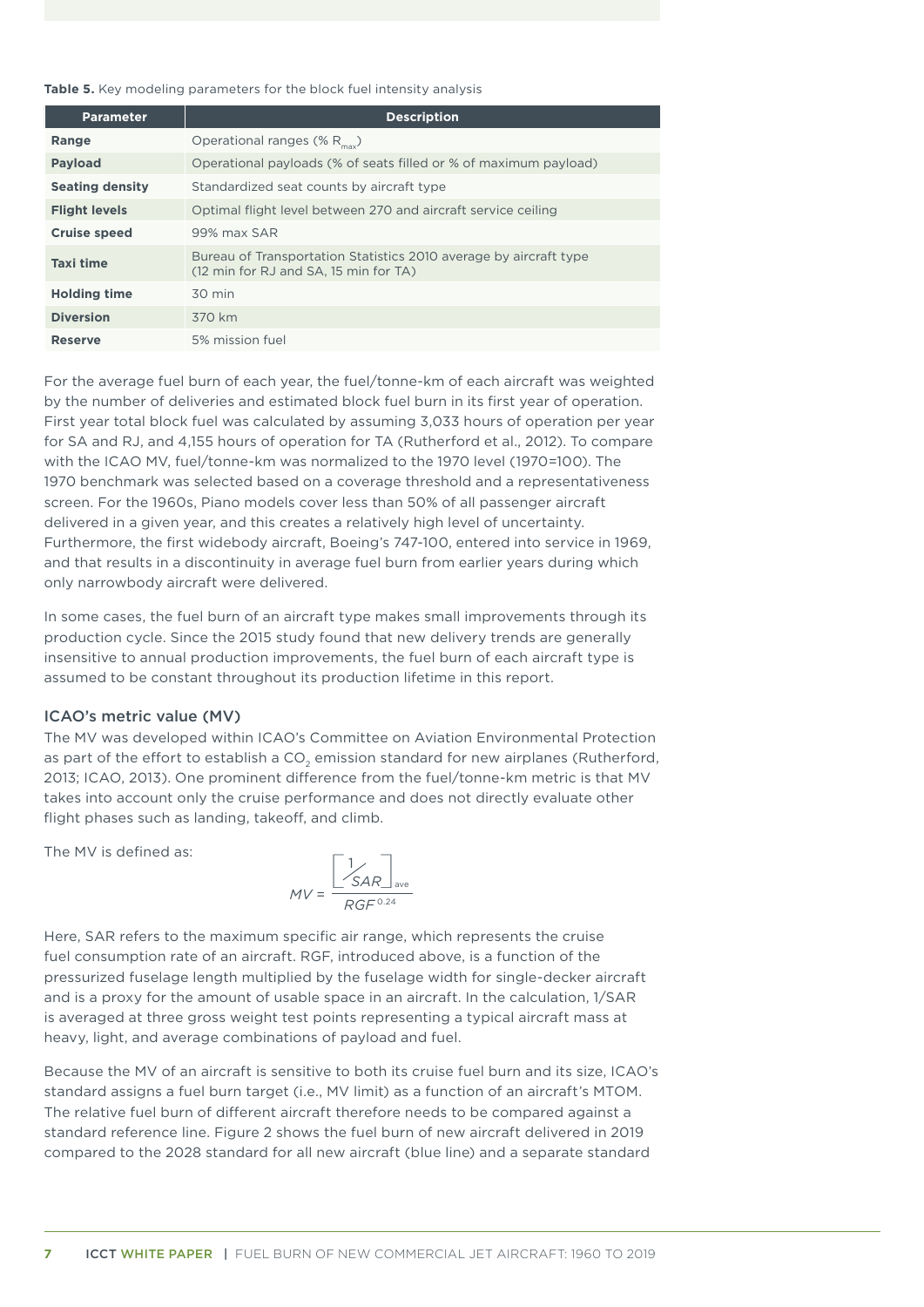**Table 5.** Key modeling parameters for the block fuel intensity analysis

| Parameter | Description |
|---|---|
| **Range** | Operational ranges (% $R_{max}$) |
| **Payload** | Operational payloads (% of seats filled or % of maximum payload) |
| **Seating density** | Standardized seat counts by aircraft type |
| **Flight levels** | Optimal flight level between 270 and aircraft service ceiling |
| **Cruise speed** | 99% max SAR |
| **Taxi time** | Bureau of Transportation Statistics 2010 average by aircraft type (12 min for RJ and SA, 15 min for TA) |
| **Holding time** | 30 min |
| **Diversion** | 370 km |
| **Reserve** | 5% mission fuel |

For the average fuel burn of each year, the fuel/tonne-km of each aircraft was weighted by the number of deliveries and estimated block fuel burn in its first year of operation. First year total block fuel was calculated by assuming 3,033 hours of operation per year for SA and RJ, and 4,155 hours of operation for TA (Rutherford et al., 2012). To compare with the ICAO MV, fuel/tonne-km was normalized to the 1970 level (1970=100). The 1970 benchmark was selected based on a coverage threshold and a representativeness screen. For the 1960s, Piano models cover less than 50% of all passenger aircraft delivered in a given year, and this creates a relatively high level of uncertainty. Furthermore, the first widebody aircraft, Boeing's 747-100, entered into service in 1969, and that results in a discontinuity in average fuel burn from earlier years during which only narrowbody aircraft were delivered.

In some cases, the fuel burn of an aircraft type makes small improvements through its production cycle. Since the 2015 study found that new delivery trends are generally insensitive to annual production improvements, the fuel burn of each aircraft type is assumed to be constant throughout its production lifetime in this report.

### ICAO's metric value (MV)

The MV was developed within ICAO's Committee on Aviation Environmental Protection as part of the effort to establish a $CO_2$ emission standard for new airplanes (Rutherford, 2013; ICAO, 2013). One prominent difference from the fuel/tonne-km metric is that MV takes into account only the cruise performance and does not directly evaluate other flight phases such as landing, takeoff, and climb.

The MV is defined as:

$$MV = \frac{\left[\frac{1}{SAR}\right]_{ave}}{RGF^{0.24}}$$

Here, SAR refers to the maximum specific air range, which represents the cruise fuel consumption rate of an aircraft. RGF, introduced above, is a function of the pressurized fuselage length multiplied by the fuselage width for single-decker aircraft and is a proxy for the amount of usable space in an aircraft. In the calculation, 1/SAR is averaged at three gross weight test points representing a typical aircraft mass at heavy, light, and average combinations of payload and fuel.

Because the MV of an aircraft is sensitive to both its cruise fuel burn and its size, ICAO's standard assigns a fuel burn target (i.e., MV limit) as a function of an aircraft's MTOM. The relative fuel burn of different aircraft therefore needs to be compared against a standard reference line. Figure 2 shows the fuel burn of new aircraft delivered in 2019 compared to the 2028 standard for all new aircraft (blue line) and a separate standard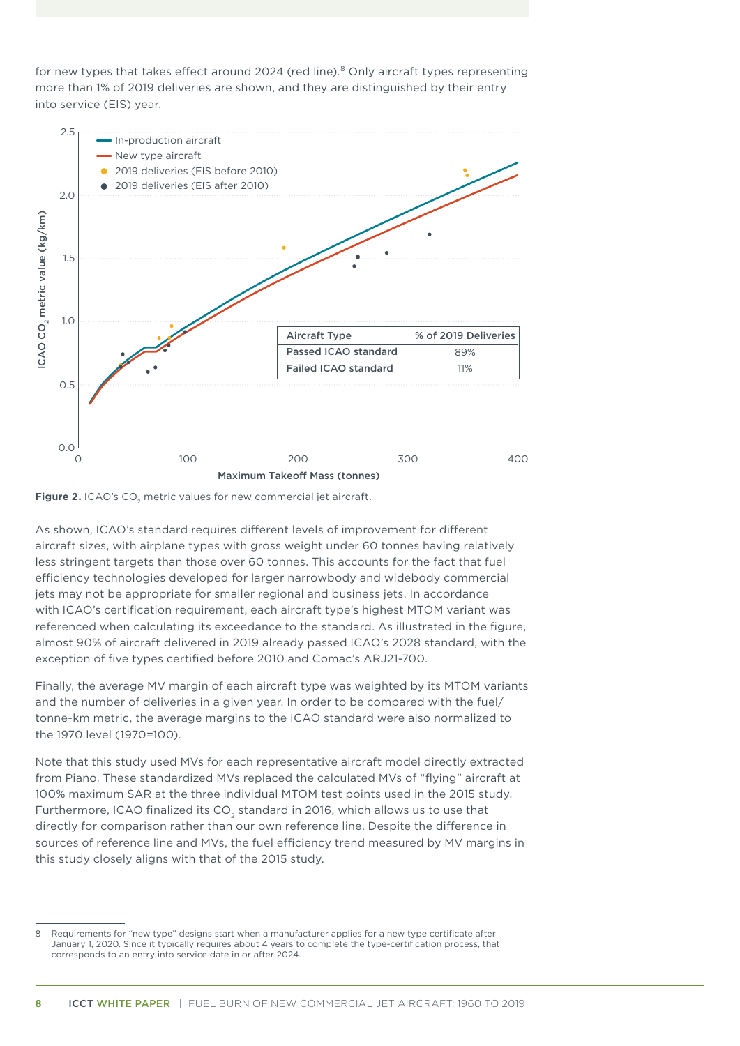for new types that takes effect around 2024 (red line).[8] Only aircraft types representing more than 1% of 2019 deliveries are shown, and they are distinguished by their entry into service (EIS) year.

| Aircraft Type | % of 2019 Deliveries |
|---|---|
| Passed ICAO standard | 89% |
| Failed ICAO standard | 11% |

**Figure 2.** ICAO's $CO_2$ metric values for new commercial jet aircraft.

As shown, ICAO's standard requires different levels of improvement for different aircraft sizes, with airplane types with gross weight under 60 tonnes having relatively less stringent targets than those over 60 tonnes. This accounts for the fact that fuel efficiency technologies developed for larger narrowbody and widebody commercial jets may not be appropriate for smaller regional and business jets. In accordance with ICAO's certification requirement, each aircraft type's highest MTOM variant was referenced when calculating its exceedance to the standard. As illustrated in the figure, almost 90% of aircraft delivered in 2019 already passed ICAO's 2028 standard, with the exception of five types certified before 2010 and Comac's ARJ21-700.

Finally, the average MV margin of each aircraft type was weighted by its MTOM variants and the number of deliveries in a given year. In order to be compared with the fuel/tonne-km metric, the average margins to the ICAO standard were also normalized to the 1970 level (1970=100).

Note that this study used MVs for each representative aircraft model directly extracted from Piano. These standardized MVs replaced the calculated MVs of "flying" aircraft at 100% maximum SAR at the three individual MTOM test points used in the 2015 study. Furthermore, ICAO finalized its $CO_2$ standard in 2016, which allows us to use that directly for comparison rather than our own reference line. Despite the difference in sources of reference line and MVs, the fuel efficiency trend measured by MV margins in this study closely aligns with that of the 2015 study.

---

8 Requirements for "new type" designs start when a manufacturer applies for a new type certificate after January 1, 2020. Since it typically requires about 4 years to complete the type-certification process, that corresponds to an entry into service date in or after 2024.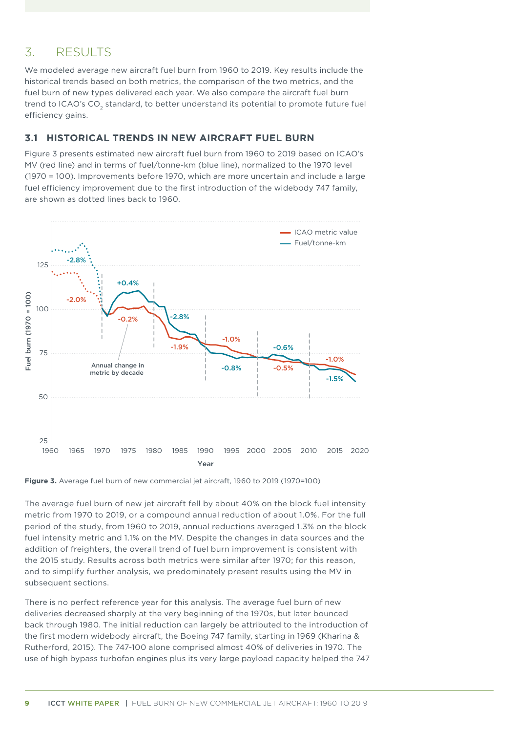## 3. RESULTS

We modeled average new aircraft fuel burn from 1960 to 2019. Key results include the historical trends based on both metrics, the comparison of the two metrics, and the fuel burn of new types delivered each year. We also compare the aircraft fuel burn trend to ICAO's $CO_2$ standard, to better understand its potential to promote future fuel efficiency gains.

### 3.1 HISTORICAL TRENDS IN NEW AIRCRAFT FUEL BURN

Figure 3 presents estimated new aircraft fuel burn from 1960 to 2019 based on ICAO's MV (red line) and in terms of fuel/tonne-km (blue line), normalized to the 1970 level (1970 = 100). Improvements before 1970, which are more uncertain and include a large fuel efficiency improvement due to the first introduction of the widebody 747 family, are shown as dotted lines back to 1960.

**Figure 3.** Average fuel burn of new commercial jet aircraft, 1960 to 2019 (1970=100)

The average fuel burn of new jet aircraft fell by about 40% on the block fuel intensity metric from 1970 to 2019, or a compound annual reduction of about 1.0%. For the full period of the study, from 1960 to 2019, annual reductions averaged 1.3% on the block fuel intensity metric and 1.1% on the MV. Despite the changes in data sources and the addition of freighters, the overall trend of fuel burn improvement is consistent with the 2015 study. Results across both metrics were similar after 1970; for this reason, and to simplify further analysis, we predominately present results using the MV in subsequent sections.

There is no perfect reference year for this analysis. The average fuel burn of new deliveries decreased sharply at the very beginning of the 1970s, but later bounced back through 1980. The initial reduction can largely be attributed to the introduction of the first modern widebody aircraft, the Boeing 747 family, starting in 1969 (Kharina & Rutherford, 2015). The 747-100 alone comprised almost 40% of deliveries in 1970. The use of high bypass turbofan engines plus its very large payload capacity helped the 747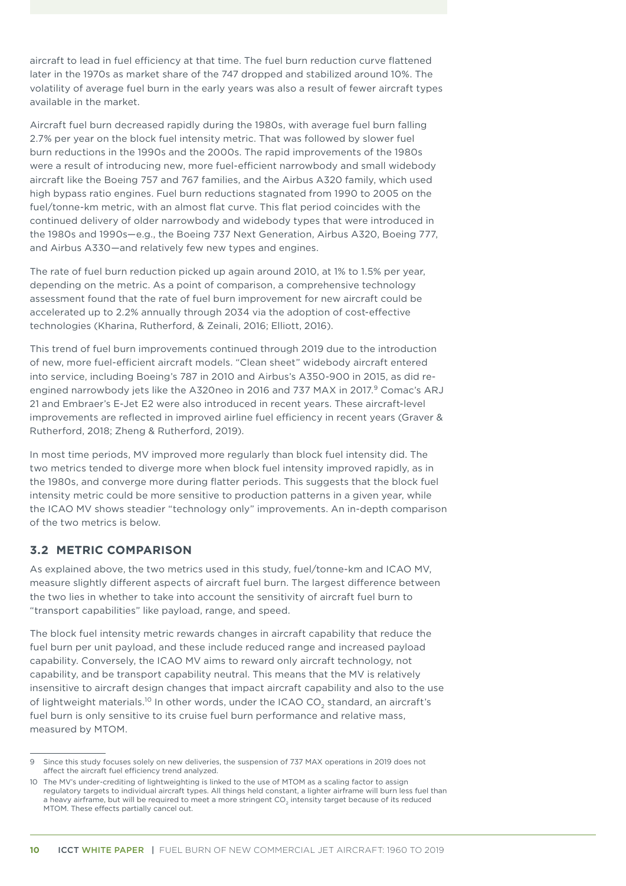aircraft to lead in fuel efficiency at that time. The fuel burn reduction curve flattened later in the 1970s as market share of the 747 dropped and stabilized around 10%. The volatility of average fuel burn in the early years was also a result of fewer aircraft types available in the market.

Aircraft fuel burn decreased rapidly during the 1980s, with average fuel burn falling 2.7% per year on the block fuel intensity metric. That was followed by slower fuel burn reductions in the 1990s and the 2000s. The rapid improvements of the 1980s were a result of introducing new, more fuel-efficient narrowbody and small widebody aircraft like the Boeing 757 and 767 families, and the Airbus A320 family, which used high bypass ratio engines. Fuel burn reductions stagnated from 1990 to 2005 on the fuel/tonne-km metric, with an almost flat curve. This flat period coincides with the continued delivery of older narrowbody and widebody types that were introduced in the 1980s and 1990s—e.g., the Boeing 737 Next Generation, Airbus A320, Boeing 777, and Airbus A330—and relatively few new types and engines.

The rate of fuel burn reduction picked up again around 2010, at 1% to 1.5% per year, depending on the metric. As a point of comparison, a comprehensive technology assessment found that the rate of fuel burn improvement for new aircraft could be accelerated up to 2.2% annually through 2034 via the adoption of cost-effective technologies (Kharina, Rutherford, & Zeinali, 2016; Elliott, 2016).

This trend of fuel burn improvements continued through 2019 due to the introduction of new, more fuel-efficient aircraft models. "Clean sheet" widebody aircraft entered into service, including Boeing's 787 in 2010 and Airbus's A350-900 in 2015, as did re-engined narrowbody jets like the A320neo in 2016 and 737 MAX in 2017.[9] Comac's ARJ 21 and Embraer's E-Jet E2 were also introduced in recent years. These aircraft-level improvements are reflected in improved airline fuel efficiency in recent years (Graver & Rutherford, 2018; Zheng & Rutherford, 2019).

In most time periods, MV improved more regularly than block fuel intensity did. The two metrics tended to diverge more when block fuel intensity improved rapidly, as in the 1980s, and converge more during flatter periods. This suggests that the block fuel intensity metric could be more sensitive to production patterns in a given year, while the ICAO MV shows steadier "technology only" improvements. An in-depth comparison of the two metrics is below.

## 3.2 METRIC COMPARISON

As explained above, the two metrics used in this study, fuel/tonne-km and ICAO MV, measure slightly different aspects of aircraft fuel burn. The largest difference between the two lies in whether to take into account the sensitivity of aircraft fuel burn to "transport capabilities" like payload, range, and speed.

The block fuel intensity metric rewards changes in aircraft capability that reduce the fuel burn per unit payload, and these include reduced range and increased payload capability. Conversely, the ICAO MV aims to reward only aircraft technology, not capability, and be transport capability neutral. This means that the MV is relatively insensitive to aircraft design changes that impact aircraft capability and also to the use of lightweight materials.[10] In other words, under the ICAO $CO_2$ standard, an aircraft's fuel burn is only sensitive to its cruise fuel burn performance and relative mass, measured by MTOM.

---

9 Since this study focuses solely on new deliveries, the suspension of 737 MAX operations in 2019 does not affect the aircraft fuel efficiency trend analyzed.

10 The MV's under-crediting of lightweighting is linked to the use of MTOM as a scaling factor to assign regulatory targets to individual aircraft types. All things held constant, a lighter airframe will burn less fuel than a heavy airframe, but will be required to meet a more stringent $CO_2$ intensity target because of its reduced MTOM. These effects partially cancel out.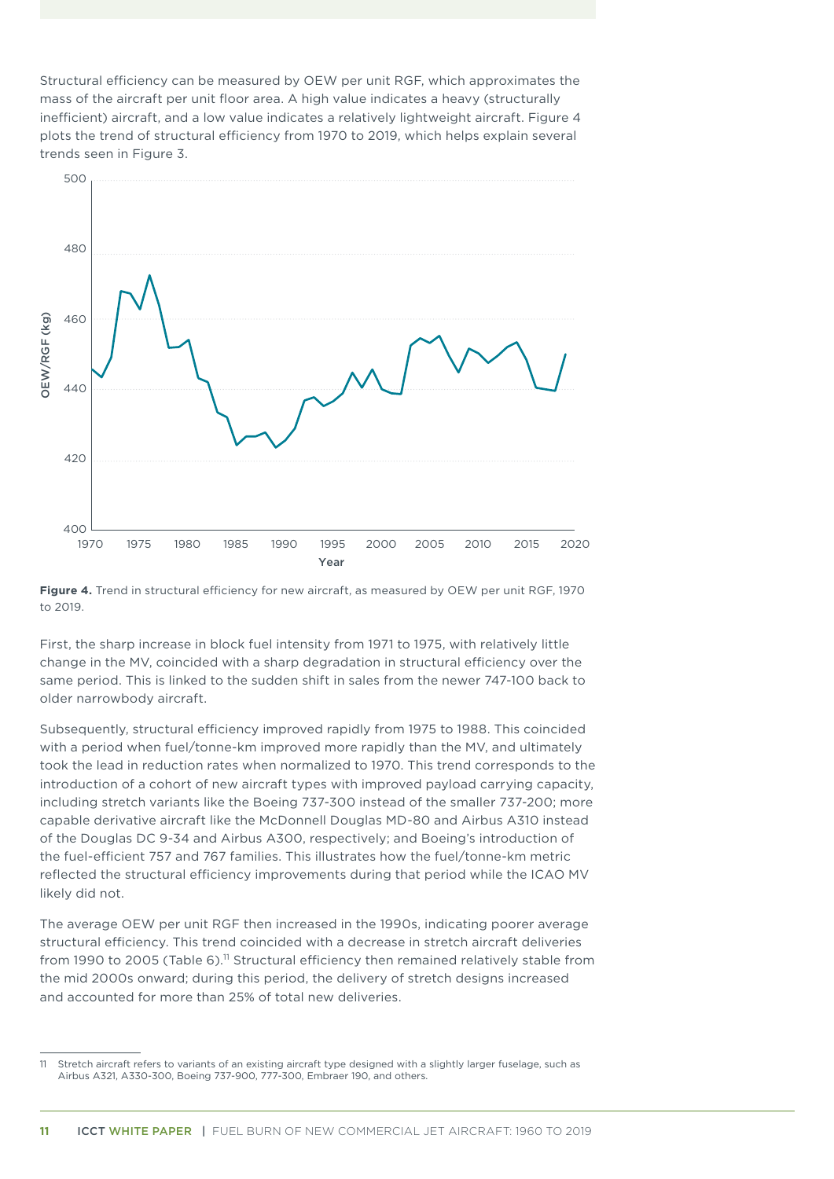Structural efficiency can be measured by OEW per unit RGF, which approximates the mass of the aircraft per unit floor area. A high value indicates a heavy (structurally inefficient) aircraft, and a low value indicates a relatively lightweight aircraft. Figure 4 plots the trend of structural efficiency from 1970 to 2019, which helps explain several trends seen in Figure 3.

**Figure 4.** Trend in structural efficiency for new aircraft, as measured by OEW per unit RGF, 1970 to 2019.

First, the sharp increase in block fuel intensity from 1971 to 1975, with relatively little change in the MV, coincided with a sharp degradation in structural efficiency over the same period. This is linked to the sudden shift in sales from the newer 747-100 back to older narrowbody aircraft.

Subsequently, structural efficiency improved rapidly from 1975 to 1988. This coincided with a period when fuel/tonne-km improved more rapidly than the MV, and ultimately took the lead in reduction rates when normalized to 1970. This trend corresponds to the introduction of a cohort of new aircraft types with improved payload carrying capacity, including stretch variants like the Boeing 737-300 instead of the smaller 737-200; more capable derivative aircraft like the McDonnell Douglas MD-80 and Airbus A310 instead of the Douglas DC 9-34 and Airbus A300, respectively; and Boeing's introduction of the fuel-efficient 757 and 767 families. This illustrates how the fuel/tonne-km metric reflected the structural efficiency improvements during that period while the ICAO MV likely did not.

The average OEW per unit RGF then increased in the 1990s, indicating poorer average structural efficiency. This trend coincided with a decrease in stretch aircraft deliveries from 1990 to 2005 (Table 6).[11] Structural efficiency then remained relatively stable from the mid 2000s onward; during this period, the delivery of stretch designs increased and accounted for more than 25% of total new deliveries.

[11] Stretch aircraft refers to variants of an existing aircraft type designed with a slightly larger fuselage, such as Airbus A321, A330-300, Boeing 737-900, 777-300, Embraer 190, and others.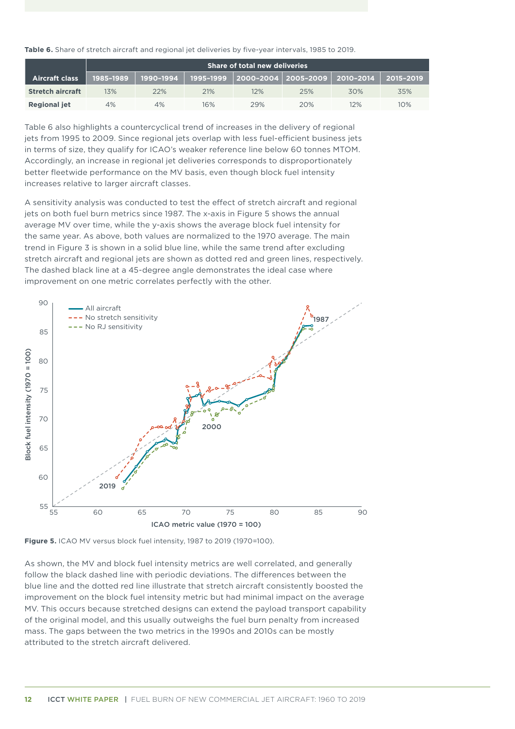**Table 6.** Share of stretch aircraft and regional jet deliveries by five-year intervals, 1985 to 2019.

| Aircraft class | Share of total new deliveries | | | | | | |
|---|---|---|---|---|---|---|---|
| | 1985–1989 | 1990–1994 | 1995–1999 | 2000–2004 | 2005–2009 | 2010–2014 | 2015–2019 |
| **Stretch aircraft** | 13% | 22% | 21% | 12% | 25% | 30% | 35% |
| **Regional jet** | 4% | 4% | 16% | 29% | 20% | 12% | 10% |

Table 6 also highlights a countercyclical trend of increases in the delivery of regional jets from 1995 to 2009. Since regional jets overlap with less fuel-efficient business jets in terms of size, they qualify for ICAO's weaker reference line below 60 tonnes MTOM. Accordingly, an increase in regional jet deliveries corresponds to disproportionately better fleetwide performance on the MV basis, even though block fuel intensity increases relative to larger aircraft classes.

A sensitivity analysis was conducted to test the effect of stretch aircraft and regional jets on both fuel burn metrics since 1987. The x-axis in Figure 5 shows the annual average MV over time, while the y-axis shows the average block fuel intensity for the same year. As above, both values are normalized to the 1970 average. The main trend in Figure 3 is shown in a solid blue line, while the same trend after excluding stretch aircraft and regional jets are shown as dotted red and green lines, respectively. The dashed black line at a 45-degree angle demonstrates the ideal case where improvement on one metric correlates perfectly with the other.

**Figure 5.** ICAO MV versus block fuel intensity, 1987 to 2019 (1970=100).

As shown, the MV and block fuel intensity metrics are well correlated, and generally follow the black dashed line with periodic deviations. The differences between the blue line and the dotted red line illustrate that stretch aircraft consistently boosted the improvement on the block fuel intensity metric but had minimal impact on the average MV. This occurs because stretched designs can extend the payload transport capability of the original model, and this usually outweighs the fuel burn penalty from increased mass. The gaps between the two metrics in the 1990s and 2010s can be mostly attributed to the stretch aircraft delivered.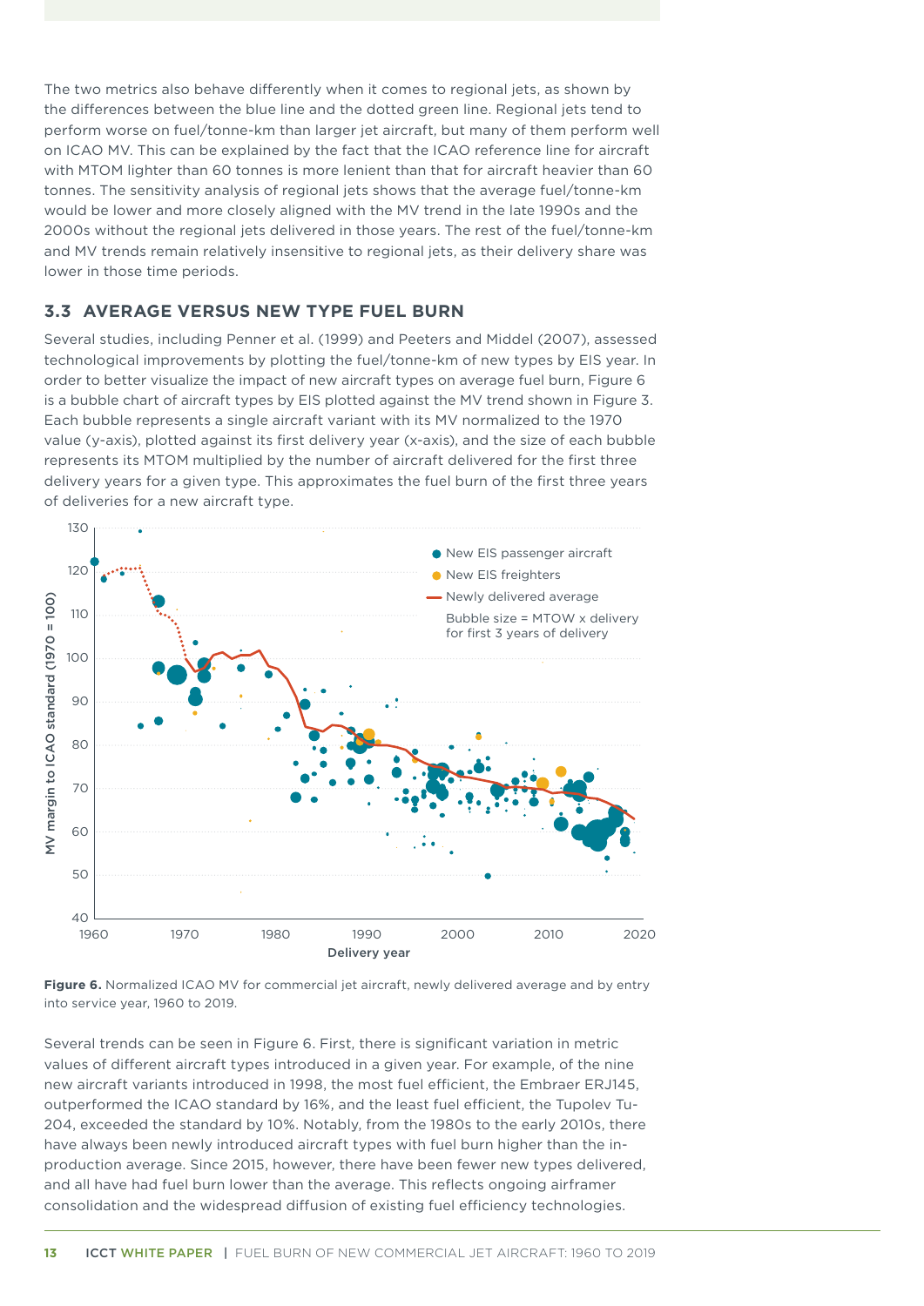The two metrics also behave differently when it comes to regional jets, as shown by the differences between the blue line and the dotted green line. Regional jets tend to perform worse on fuel/tonne-km than larger jet aircraft, but many of them perform well on ICAO MV. This can be explained by the fact that the ICAO reference line for aircraft with MTOM lighter than 60 tonnes is more lenient than that for aircraft heavier than 60 tonnes. The sensitivity analysis of regional jets shows that the average fuel/tonne-km would be lower and more closely aligned with the MV trend in the late 1990s and the 2000s without the regional jets delivered in those years. The rest of the fuel/tonne-km and MV trends remain relatively insensitive to regional jets, as their delivery share was lower in those time periods.

### 3.3 AVERAGE VERSUS NEW TYPE FUEL BURN

Several studies, including Penner et al. (1999) and Peeters and Middel (2007), assessed technological improvements by plotting the fuel/tonne-km of new types by EIS year. In order to better visualize the impact of new aircraft types on average fuel burn, Figure 6 is a bubble chart of aircraft types by EIS plotted against the MV trend shown in Figure 3. Each bubble represents a single aircraft variant with its MV normalized to the 1970 value (y-axis), plotted against its first delivery year (x-axis), and the size of each bubble represents its MTOM multiplied by the number of aircraft delivered for the first three delivery years for a given type. This approximates the fuel burn of the first three years of deliveries for a new aircraft type.

**Figure 6.** Normalized ICAO MV for commercial jet aircraft, newly delivered average and by entry into service year, 1960 to 2019.

Several trends can be seen in Figure 6. First, there is significant variation in metric values of different aircraft types introduced in a given year. For example, of the nine new aircraft variants introduced in 1998, the most fuel efficient, the Embraer ERJ145, outperformed the ICAO standard by 16%, and the least fuel efficient, the Tupolev Tu-204, exceeded the standard by 10%. Notably, from the 1980s to the early 2010s, there have always been newly introduced aircraft types with fuel burn higher than the in-production average. Since 2015, however, there have been fewer new types delivered, and all have had fuel burn lower than the average. This reflects ongoing airframer consolidation and the widespread diffusion of existing fuel efficiency technologies.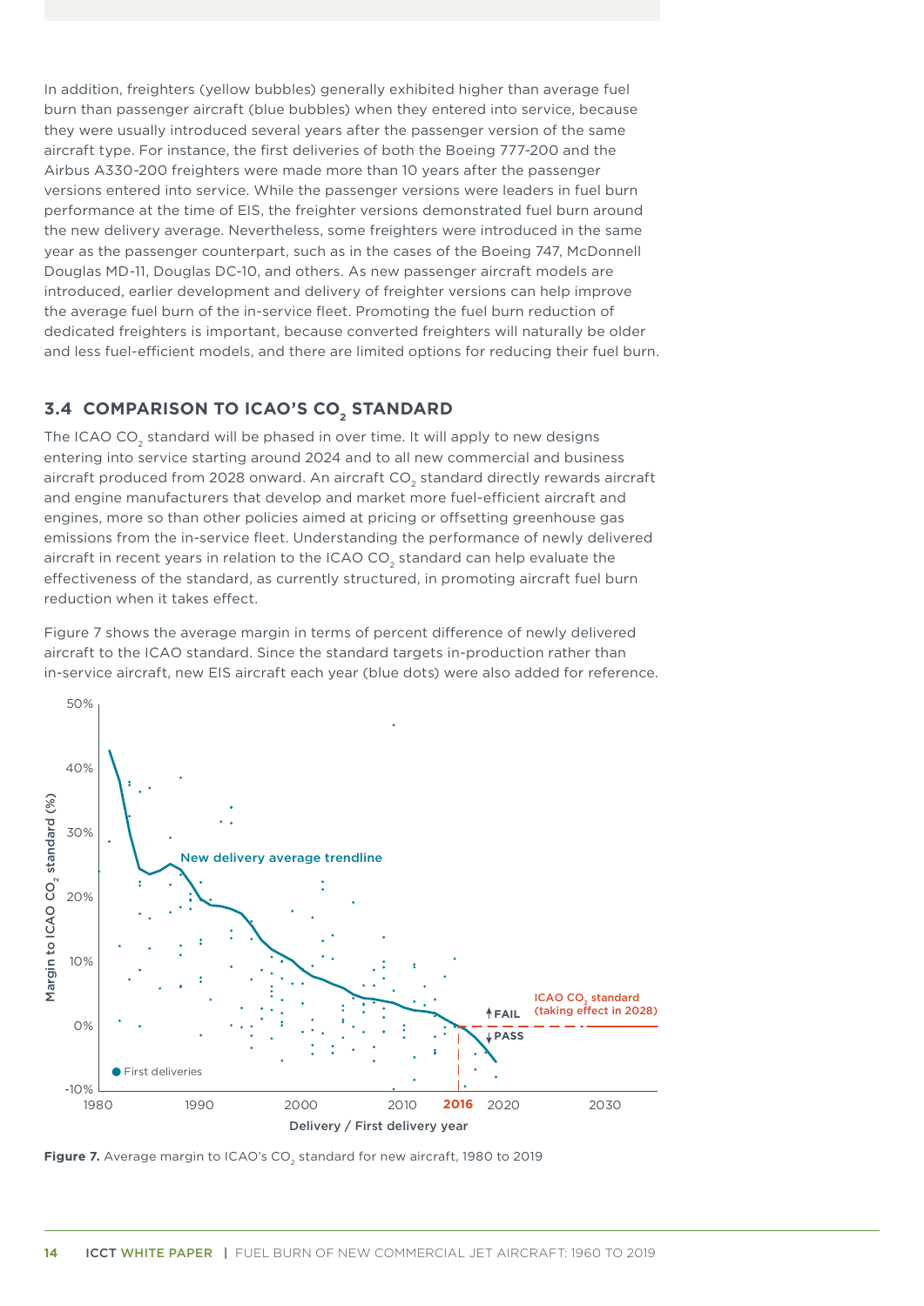In addition, freighters (yellow bubbles) generally exhibited higher than average fuel burn than passenger aircraft (blue bubbles) when they entered into service, because they were usually introduced several years after the passenger version of the same aircraft type. For instance, the first deliveries of both the Boeing 777-200 and the Airbus A330-200 freighters were made more than 10 years after the passenger versions entered into service. While the passenger versions were leaders in fuel burn performance at the time of EIS, the freighter versions demonstrated fuel burn around the new delivery average. Nevertheless, some freighters were introduced in the same year as the passenger counterpart, such as in the cases of the Boeing 747, McDonnell Douglas MD-11, Douglas DC-10, and others. As new passenger aircraft models are introduced, earlier development and delivery of freighter versions can help improve the average fuel burn of the in-service fleet. Promoting the fuel burn reduction of dedicated freighters is important, because converted freighters will naturally be older and less fuel-efficient models, and there are limited options for reducing their fuel burn.

## 3.4 COMPARISON TO ICAO'S $CO_2$ STANDARD

The ICAO $CO_2$ standard will be phased in over time. It will apply to new designs entering into service starting around 2024 and to all new commercial and business aircraft produced from 2028 onward. An aircraft $CO_2$ standard directly rewards aircraft and engine manufacturers that develop and market more fuel-efficient aircraft and engines, more so than other policies aimed at pricing or offsetting greenhouse gas emissions from the in-service fleet. Understanding the performance of newly delivered aircraft in recent years in relation to the ICAO $CO_2$ standard can help evaluate the effectiveness of the standard, as currently structured, in promoting aircraft fuel burn reduction when it takes effect.

Figure 7 shows the average margin in terms of percent difference of newly delivered aircraft to the ICAO standard. Since the standard targets in-production rather than in-service aircraft, new EIS aircraft each year (blue dots) were also added for reference.

**Figure 7.** Average margin to ICAO's $CO_2$ standard for new aircraft, 1980 to 2019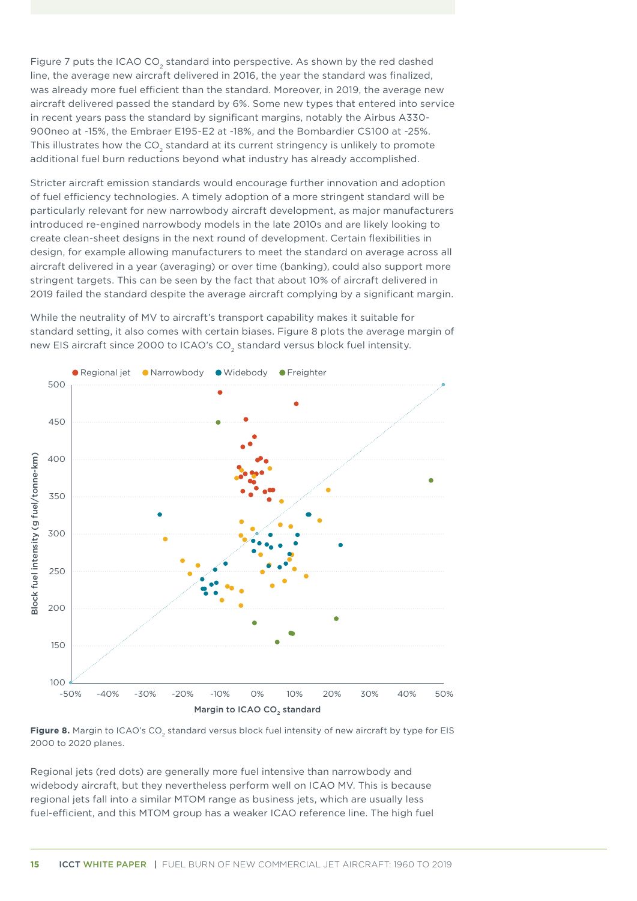Figure 7 puts the ICAO $CO_2$ standard into perspective. As shown by the red dashed line, the average new aircraft delivered in 2016, the year the standard was finalized, was already more fuel efficient than the standard. Moreover, in 2019, the average new aircraft delivered passed the standard by 6%. Some new types that entered into service in recent years pass the standard by significant margins, notably the Airbus A330-900neo at -15%, the Embraer E195-E2 at -18%, and the Bombardier CS100 at -25%. This illustrates how the $CO_2$ standard at its current stringency is unlikely to promote additional fuel burn reductions beyond what industry has already accomplished.

Stricter aircraft emission standards would encourage further innovation and adoption of fuel efficiency technologies. A timely adoption of a more stringent standard will be particularly relevant for new narrowbody aircraft development, as major manufacturers introduced re-engined narrowbody models in the late 2010s and are likely looking to create clean-sheet designs in the next round of development. Certain flexibilities in design, for example allowing manufacturers to meet the standard on average across all aircraft delivered in a year (averaging) or over time (banking), could also support more stringent targets. This can be seen by the fact that about 10% of aircraft delivered in 2019 failed the standard despite the average aircraft complying by a significant margin.

While the neutrality of MV to aircraft's transport capability makes it suitable for standard setting, it also comes with certain biases. Figure 8 plots the average margin of new EIS aircraft since 2000 to ICAO's $CO_2$ standard versus block fuel intensity.

**Figure 8.** Margin to ICAO's $CO_2$ standard versus block fuel intensity of new aircraft by type for EIS 2000 to 2020 planes.

Regional jets (red dots) are generally more fuel intensive than narrowbody and widebody aircraft, but they nevertheless perform well on ICAO MV. This is because regional jets fall into a similar MTOM range as business jets, which are usually less fuel-efficient, and this MTOM group has a weaker ICAO reference line. The high fuel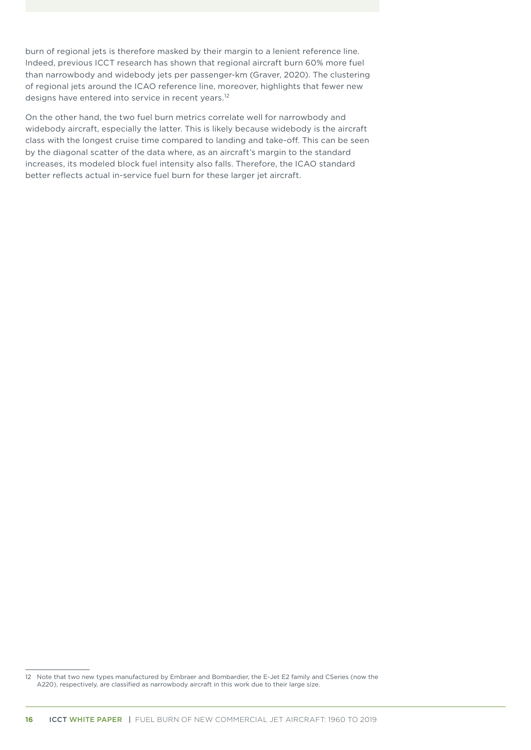burn of regional jets is therefore masked by their margin to a lenient reference line. Indeed, previous ICCT research has shown that regional aircraft burn 60% more fuel than narrowbody and widebody jets per passenger-km (Graver, 2020). The clustering of regional jets around the ICAO reference line, moreover, highlights that fewer new designs have entered into service in recent years.[12]

On the other hand, the two fuel burn metrics correlate well for narrowbody and widebody aircraft, especially the latter. This is likely because widebody is the aircraft class with the longest cruise time compared to landing and take-off. This can be seen by the diagonal scatter of the data where, as an aircraft's margin to the standard increases, its modeled block fuel intensity also falls. Therefore, the ICAO standard better reflects actual in-service fuel burn for these larger jet aircraft.

---

12 Note that two new types manufactured by Embraer and Bombardier, the E-Jet E2 family and CSeries (now the A220), respectively, are classified as narrowbody aircraft in this work due to their large size.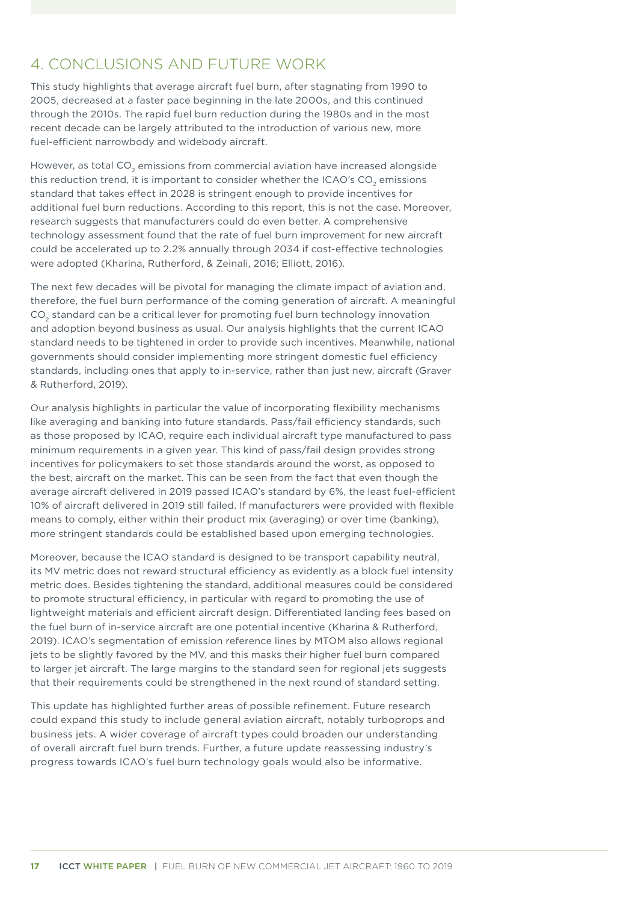## 4. CONCLUSIONS AND FUTURE WORK

This study highlights that average aircraft fuel burn, after stagnating from 1990 to 2005, decreased at a faster pace beginning in the late 2000s, and this continued through the 2010s. The rapid fuel burn reduction during the 1980s and in the most recent decade can be largely attributed to the introduction of various new, more fuel-efficient narrowbody and widebody aircraft.

However, as total $CO_2$ emissions from commercial aviation have increased alongside this reduction trend, it is important to consider whether the ICAO's $CO_2$ emissions standard that takes effect in 2028 is stringent enough to provide incentives for additional fuel burn reductions. According to this report, this is not the case. Moreover, research suggests that manufacturers could do even better. A comprehensive technology assessment found that the rate of fuel burn improvement for new aircraft could be accelerated up to 2.2% annually through 2034 if cost-effective technologies were adopted (Kharina, Rutherford, & Zeinali, 2016; Elliott, 2016).

The next few decades will be pivotal for managing the climate impact of aviation and, therefore, the fuel burn performance of the coming generation of aircraft. A meaningful $CO_2$ standard can be a critical lever for promoting fuel burn technology innovation and adoption beyond business as usual. Our analysis highlights that the current ICAO standard needs to be tightened in order to provide such incentives. Meanwhile, national governments should consider implementing more stringent domestic fuel efficiency standards, including ones that apply to in-service, rather than just new, aircraft (Graver & Rutherford, 2019).

Our analysis highlights in particular the value of incorporating flexibility mechanisms like averaging and banking into future standards. Pass/fail efficiency standards, such as those proposed by ICAO, require each individual aircraft type manufactured to pass minimum requirements in a given year. This kind of pass/fail design provides strong incentives for policymakers to set those standards around the worst, as opposed to the best, aircraft on the market. This can be seen from the fact that even though the average aircraft delivered in 2019 passed ICAO's standard by 6%, the least fuel-efficient 10% of aircraft delivered in 2019 still failed. If manufacturers were provided with flexible means to comply, either within their product mix (averaging) or over time (banking), more stringent standards could be established based upon emerging technologies.

Moreover, because the ICAO standard is designed to be transport capability neutral, its MV metric does not reward structural efficiency as evidently as a block fuel intensity metric does. Besides tightening the standard, additional measures could be considered to promote structural efficiency, in particular with regard to promoting the use of lightweight materials and efficient aircraft design. Differentiated landing fees based on the fuel burn of in-service aircraft are one potential incentive (Kharina & Rutherford, 2019). ICAO's segmentation of emission reference lines by MTOM also allows regional jets to be slightly favored by the MV, and this masks their higher fuel burn compared to larger jet aircraft. The large margins to the standard seen for regional jets suggests that their requirements could be strengthened in the next round of standard setting.

This update has highlighted further areas of possible refinement. Future research could expand this study to include general aviation aircraft, notably turboprops and business jets. A wider coverage of aircraft types could broaden our understanding of overall aircraft fuel burn trends. Further, a future update reassessing industry's progress towards ICAO's fuel burn technology goals would also be informative.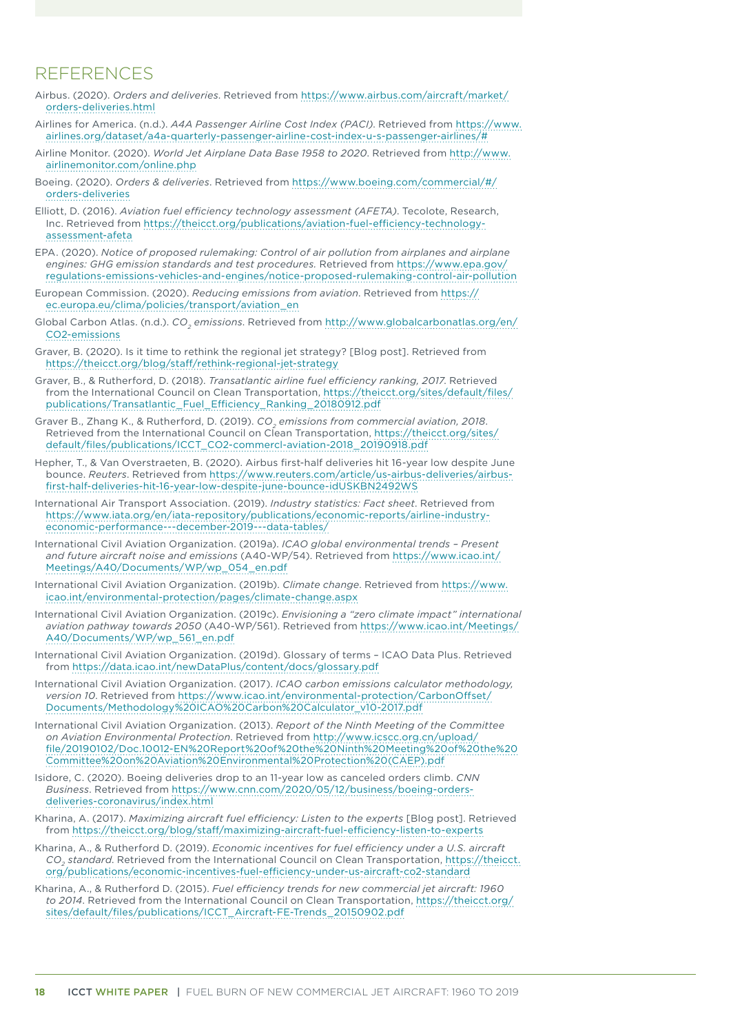# REFERENCES

Airbus. (2020). *Orders and deliveries*. Retrieved from https://www.airbus.com/aircraft/market/orders-deliveries.html

Airlines for America. (n.d.). *A4A Passenger Airline Cost Index (PACI)*. Retrieved from https://www.airlines.org/dataset/a4a-quarterly-passenger-airline-cost-index-u-s-passenger-airlines/#

Airline Monitor. (2020). *World Jet Airplane Data Base 1958 to 2020*. Retrieved from http://www.airlinemonitor.com/online.php

Boeing. (2020). *Orders & deliveries*. Retrieved from https://www.boeing.com/commercial/#/orders-deliveries

Elliott, D. (2016). *Aviation fuel efficiency technology assessment (AFETA)*. Tecolote, Research, Inc. Retrieved from https://theicct.org/publications/aviation-fuel-efficiency-technology-assessment-afeta

EPA. (2020). *Notice of proposed rulemaking: Control of air pollution from airplanes and airplane engines: GHG emission standards and test procedures.* Retrieved from https://www.epa.gov/regulations-emissions-vehicles-and-engines/notice-proposed-rulemaking-control-air-pollution

European Commission. (2020). *Reducing emissions from aviation*. Retrieved from https://ec.europa.eu/clima/policies/transport/aviation_en

Global Carbon Atlas. (n.d.). *$CO_2$ emissions*. Retrieved from http://www.globalcarbonatlas.org/en/CO2-emissions

Graver, B. (2020). Is it time to rethink the regional jet strategy? [Blog post]. Retrieved from https://theicct.org/blog/staff/rethink-regional-jet-strategy

Graver, B., & Rutherford, D. (2018). *Transatlantic airline fuel efficiency ranking, 2017.* Retrieved from the International Council on Clean Transportation, https://theicct.org/sites/default/files/publications/Transatlantic_Fuel_Efficiency_Ranking_20180912.pdf

Graver B., Zhang K., & Rutherford, D. (2019). *$CO_2$ emissions from commercial aviation, 2018*. Retrieved from the International Council on Clean Transportation, https://theicct.org/sites/default/files/publications/ICCT_CO2-commercl-aviation-2018_20190918.pdf

Hepher, T., & Van Overstraeten, B. (2020). Airbus first-half deliveries hit 16-year low despite June bounce. *Reuters*. Retrieved from https://www.reuters.com/article/us-airbus-deliveries/airbus-first-half-deliveries-hit-16-year-low-despite-june-bounce-idUSKBN2492WS

International Air Transport Association. (2019). *Industry statistics: Fact sheet*. Retrieved from https://www.iata.org/en/iata-repository/publications/economic-reports/airline-industry-economic-performance---december-2019---data-tables/

International Civil Aviation Organization. (2019a). *ICAO global environmental trends – Present and future aircraft noise and emissions* (A40-WP/54). Retrieved from https://www.icao.int/Meetings/A40/Documents/WP/wp_054_en.pdf

International Civil Aviation Organization. (2019b). *Climate change*. Retrieved from https://www.icao.int/environmental-protection/pages/climate-change.aspx

International Civil Aviation Organization. (2019c). *Envisioning a "zero climate impact" international aviation pathway towards 2050* (A40-WP/561). Retrieved from https://www.icao.int/Meetings/A40/Documents/WP/wp_561_en.pdf

International Civil Aviation Organization. (2019d). Glossary of terms – ICAO Data Plus. Retrieved from https://data.icao.int/newDataPlus/content/docs/glossary.pdf

International Civil Aviation Organization. (2017). *ICAO carbon emissions calculator methodology, version 10*. Retrieved from https://www.icao.int/environmental-protection/CarbonOffset/Documents/Methodology%20ICAO%20Carbon%20Calculator_v10-2017.pdf

International Civil Aviation Organization. (2013). *Report of the Ninth Meeting of the Committee on Aviation Environmental Protection*. Retrieved from http://www.icscc.org.cn/upload/file/20190102/Doc.10012-EN%20Report%20of%20the%20Ninth%20Meeting%20of%20the%20Committee%20on%20Aviation%20Environmental%20Protection%20(CAEP).pdf

Isidore, C. (2020). Boeing deliveries drop to an 11-year low as canceled orders climb. *CNN Business*. Retrieved from https://www.cnn.com/2020/05/12/business/boeing-orders-deliveries-coronavirus/index.html

Kharina, A. (2017). *Maximizing aircraft fuel efficiency: Listen to the experts* [Blog post]. Retrieved from https://theicct.org/blog/staff/maximizing-aircraft-fuel-efficiency-listen-to-experts

Kharina, A., & Rutherford D. (2019). *Economic incentives for fuel efficiency under a U.S. aircraft $CO_2$ standard*. Retrieved from the International Council on Clean Transportation, https://theicct.org/publications/economic-incentives-fuel-efficiency-under-us-aircraft-co2-standard

Kharina, A., & Rutherford D. (2015). *Fuel efficiency trends for new commercial jet aircraft: 1960 to 2014*. Retrieved from the International Council on Clean Transportation, https://theicct.org/sites/default/files/publications/ICCT_Aircraft-FE-Trends_20150902.pdf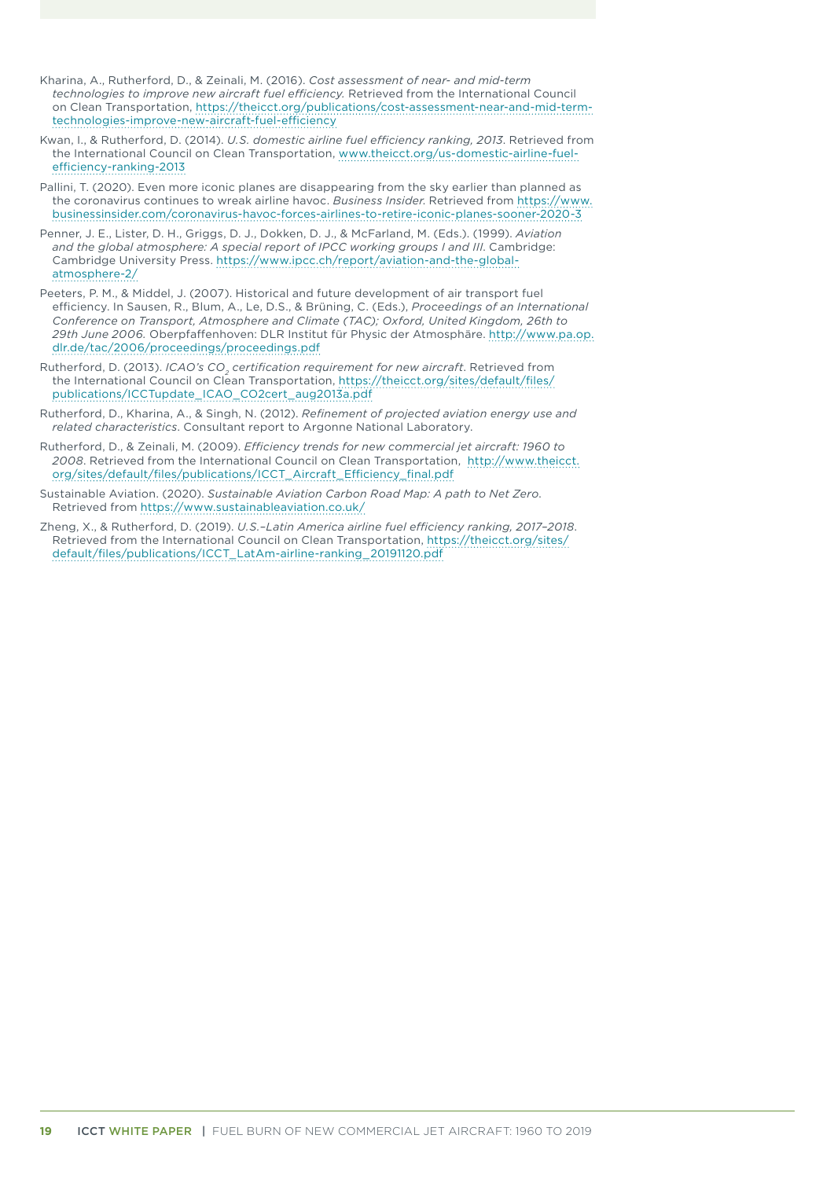Kharina, A., Rutherford, D., & Zeinali, M. (2016). *Cost assessment of near- and mid-term technologies to improve new aircraft fuel efficiency.* Retrieved from the International Council on Clean Transportation, https://theicct.org/publications/cost-assessment-near-and-mid-term-technologies-improve-new-aircraft-fuel-efficiency

Kwan, I., & Rutherford, D. (2014). *U.S. domestic airline fuel efficiency ranking, 2013*. Retrieved from the International Council on Clean Transportation, www.theicct.org/us-domestic-airline-fuel-efficiency-ranking-2013

Pallini, T. (2020). Even more iconic planes are disappearing from the sky earlier than planned as the coronavirus continues to wreak airline havoc. *Business Insider*. Retrieved from https://www.businessinsider.com/coronavirus-havoc-forces-airlines-to-retire-iconic-planes-sooner-2020-3

Penner, J. E., Lister, D. H., Griggs, D. J., Dokken, D. J., & McFarland, M. (Eds.). (1999). *Aviation and the global atmosphere: A special report of IPCC working groups I and III*. Cambridge: Cambridge University Press. https://www.ipcc.ch/report/aviation-and-the-global-atmosphere-2/

Peeters, P. M., & Middel, J. (2007). Historical and future development of air transport fuel efficiency. In Sausen, R., Blum, A., Le, D.S., & Brüning, C. (Eds.), *Proceedings of an International Conference on Transport, Atmosphere and Climate (TAC); Oxford, United Kingdom, 26th to 29th June 2006.* Oberpfaffenhoven: DLR Institut für Physic der Atmosphäre. http://www.pa.op.dlr.de/tac/2006/proceedings/proceedings.pdf

Rutherford, D. (2013). *ICAO's $CO_2$ certification requirement for new aircraft*. Retrieved from the International Council on Clean Transportation, https://theicct.org/sites/default/files/publications/ICCTupdate_ICAO_CO2cert_aug2013a.pdf

Rutherford, D., Kharina, A., & Singh, N. (2012). *Refinement of projected aviation energy use and related characteristics*. Consultant report to Argonne National Laboratory.

Rutherford, D., & Zeinali, M. (2009). *Efficiency trends for new commercial jet aircraft: 1960 to 2008*. Retrieved from the International Council on Clean Transportation, http://www.theicct.org/sites/default/files/publications/ICCT_Aircraft_Efficiency_final.pdf

Sustainable Aviation. (2020). *Sustainable Aviation Carbon Road Map: A path to Net Zero*. Retrieved from https://www.sustainableaviation.co.uk/

Zheng, X., & Rutherford, D. (2019). *U.S.–Latin America airline fuel efficiency ranking, 2017–2018*. Retrieved from the International Council on Clean Transportation, https://theicct.org/sites/default/files/publications/ICCT_LatAm-airline-ranking_20191120.pdf